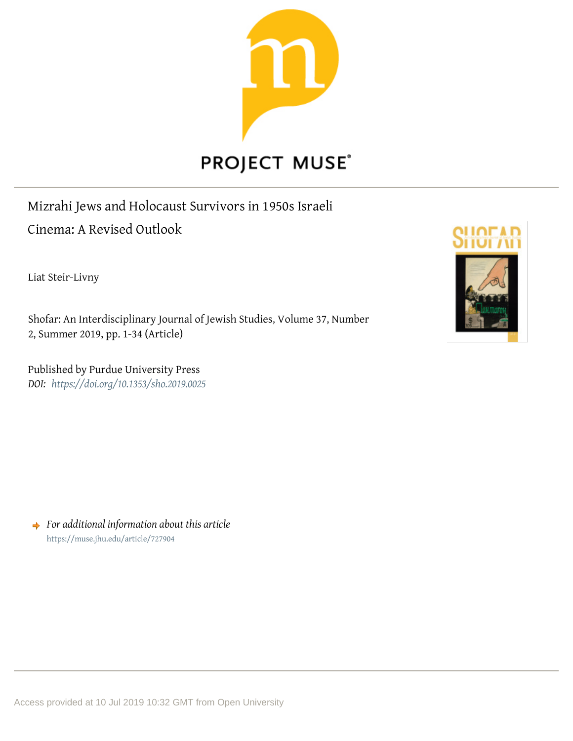# Mizrahi Jews and Holocaust Survivors in 1950s Israeli Cinema: A Revised Outlook

Liat Steir-Livny

Shofar: An Interdisciplinary Journal of Jewish Studies, Volume 37, Number 2, Summer 2019, pp. 1-34 (Article)

Published by Purdue University Press

*DOI: https://doi.org/10.1353/sho.2019.0025*

*For additional information about this article*

https://muse.jhu.edu/article/727904

Access provided at 10 Jul 2019 10:32 GMT from Open University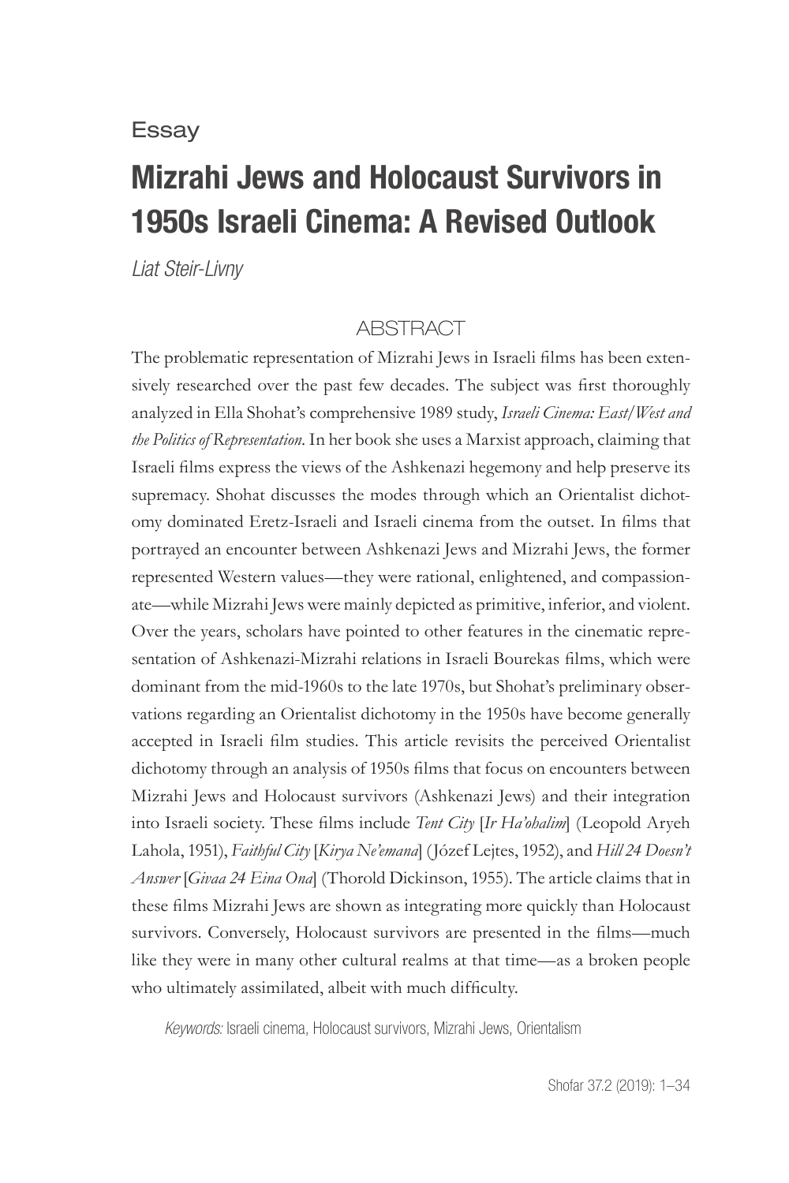Essay

# Mizrahi Jews and Holocaust Survivors in 1950s Israeli Cinema: A Revised Outlook

*Liat Steir-Livny*

## ABSTRACT

The problematic representation of Mizrahi Jews in Israeli films has been extensively researched over the past few decades. The subject was first thoroughly analyzed in Ella Shohat's comprehensive 1989 study, *Israeli Cinema: East/West and the Politics of Representation*. In her book she uses a Marxist approach, claiming that Israeli films express the views of the Ashkenazi hegemony and help preserve its supremacy. Shohat discusses the modes through which an Orientalist dichotomy dominated Eretz-Israeli and Israeli cinema from the outset. In films that portrayed an encounter between Ashkenazi Jews and Mizrahi Jews, the former represented Western values—they were rational, enlightened, and compassionate—while Mizrahi Jews were mainly depicted as primitive, inferior, and violent. Over the years, scholars have pointed to other features in the cinematic representation of Ashkenazi-Mizrahi relations in Israeli Bourekas films, which were dominant from the mid-1960s to the late 1970s, but Shohat's preliminary observations regarding an Orientalist dichotomy in the 1950s have become generally accepted in Israeli film studies. This article revisits the perceived Orientalist dichotomy through an analysis of 1950s films that focus on encounters between Mizrahi Jews and Holocaust survivors (Ashkenazi Jews) and their integration into Israeli society. These films include *Tent City* [*Ir Ha'ohalim*] (Leopold Aryeh Lahola, 1951), *Faithful City* [*Kirya Ne'emana*] (Józef Lejtes, 1952), and *Hill 24 Doesn't Answer* [*Givaa 24 Eina Ona*] (Thorold Dickinson, 1955). The article claims that in these films Mizrahi Jews are shown as integrating more quickly than Holocaust survivors. Conversely, Holocaust survivors are presented in the films—much like they were in many other cultural realms at that time—as a broken people who ultimately assimilated, albeit with much difficulty.

*Keywords:* Israeli cinema, Holocaust survivors, Mizrahi Jews, Orientalism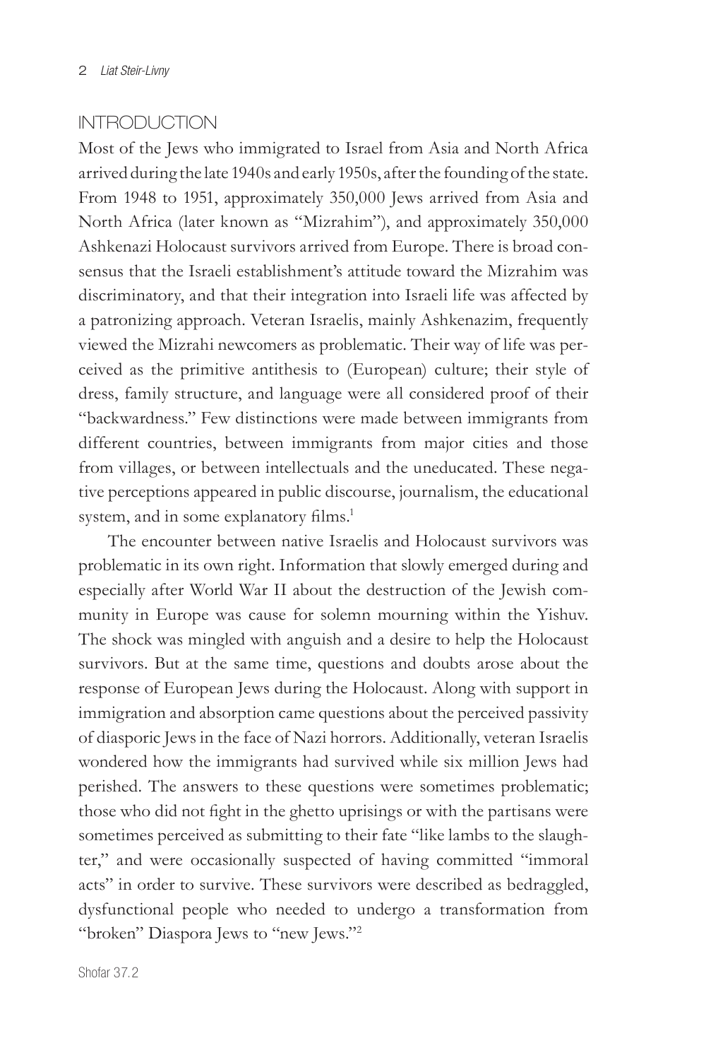## INTRODUCTION

Most of the Jews who immigrated to Israel from Asia and North Africa arrived during the late 1940s and early 1950s, after the founding of the state. From 1948 to 1951, approximately 350,000 Jews arrived from Asia and North Africa (later known as "Mizrahim"), and approximately 350,000 Ashkenazi Holocaust survivors arrived from Europe. There is broad consensus that the Israeli establishment's attitude toward the Mizrahim was discriminatory, and that their integration into Israeli life was affected by a patronizing approach. Veteran Israelis, mainly Ashkenazim, frequently viewed the Mizrahi newcomers as problematic. Their way of life was perceived as the primitive antithesis to (European) culture; their style of dress, family structure, and language were all considered proof of their "backwardness." Few distinctions were made between immigrants from different countries, between immigrants from major cities and those from villages, or between intellectuals and the uneducated. These negative perceptions appeared in public discourse, journalism, the educational system, and in some explanatory films.[1]

The encounter between native Israelis and Holocaust survivors was problematic in its own right. Information that slowly emerged during and especially after World War II about the destruction of the Jewish community in Europe was cause for solemn mourning within the Yishuv. The shock was mingled with anguish and a desire to help the Holocaust survivors. But at the same time, questions and doubts arose about the response of European Jews during the Holocaust. Along with support in immigration and absorption came questions about the perceived passivity of diasporic Jews in the face of Nazi horrors. Additionally, veteran Israelis wondered how the immigrants had survived while six million Jews had perished. The answers to these questions were sometimes problematic; those who did not fight in the ghetto uprisings or with the partisans were sometimes perceived as submitting to their fate "like lambs to the slaughter," and were occasionally suspected of having committed "immoral acts" in order to survive. These survivors were described as bedraggled, dysfunctional people who needed to undergo a transformation from "broken" Diaspora Jews to "new Jews."[2]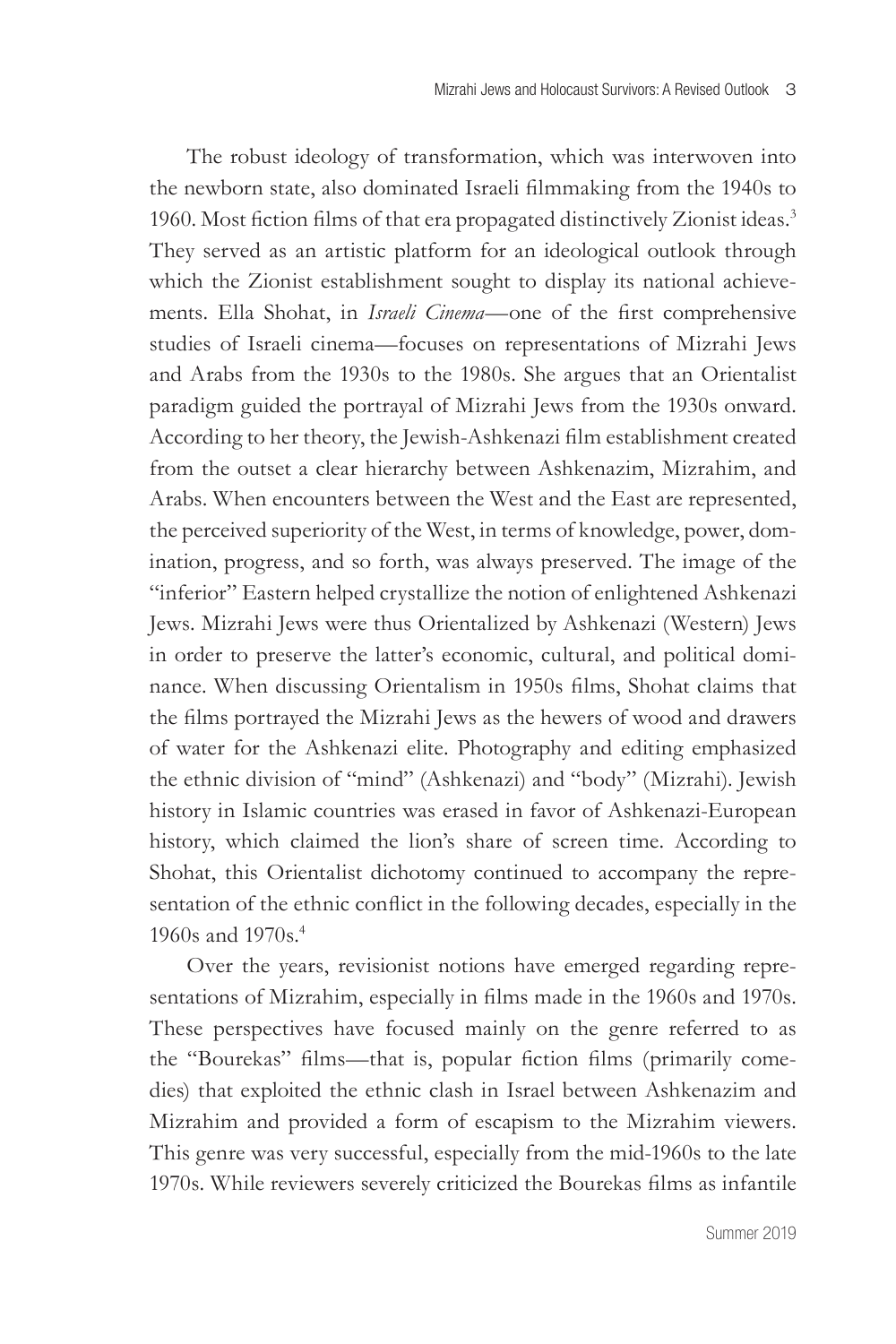The robust ideology of transformation, which was interwoven into the newborn state, also dominated Israeli filmmaking from the 1940s to 1960. Most fiction films of that era propagated distinctively Zionist ideas.[3] They served as an artistic platform for an ideological outlook through which the Zionist establishment sought to display its national achievements. Ella Shohat, in *Israeli Cinema*—one of the first comprehensive studies of Israeli cinema—focuses on representations of Mizrahi Jews and Arabs from the 1930s to the 1980s. She argues that an Orientalist paradigm guided the portrayal of Mizrahi Jews from the 1930s onward. According to her theory, the Jewish-Ashkenazi film establishment created from the outset a clear hierarchy between Ashkenazim, Mizrahim, and Arabs. When encounters between the West and the East are represented, the perceived superiority of the West, in terms of knowledge, power, domination, progress, and so forth, was always preserved. The image of the "inferior" Eastern helped crystallize the notion of enlightened Ashkenazi Jews. Mizrahi Jews were thus Orientalized by Ashkenazi (Western) Jews in order to preserve the latter's economic, cultural, and political dominance. When discussing Orientalism in 1950s films, Shohat claims that the films portrayed the Mizrahi Jews as the hewers of wood and drawers of water for the Ashkenazi elite. Photography and editing emphasized the ethnic division of "mind" (Ashkenazi) and "body" (Mizrahi). Jewish history in Islamic countries was erased in favor of Ashkenazi-European history, which claimed the lion's share of screen time. According to Shohat, this Orientalist dichotomy continued to accompany the representation of the ethnic conflict in the following decades, especially in the 1960s and 1970s.[4]

Over the years, revisionist notions have emerged regarding representations of Mizrahim, especially in films made in the 1960s and 1970s. These perspectives have focused mainly on the genre referred to as the "Bourekas" films—that is, popular fiction films (primarily comedies) that exploited the ethnic clash in Israel between Ashkenazim and Mizrahim and provided a form of escapism to the Mizrahim viewers. This genre was very successful, especially from the mid-1960s to the late 1970s. While reviewers severely criticized the Bourekas films as infantile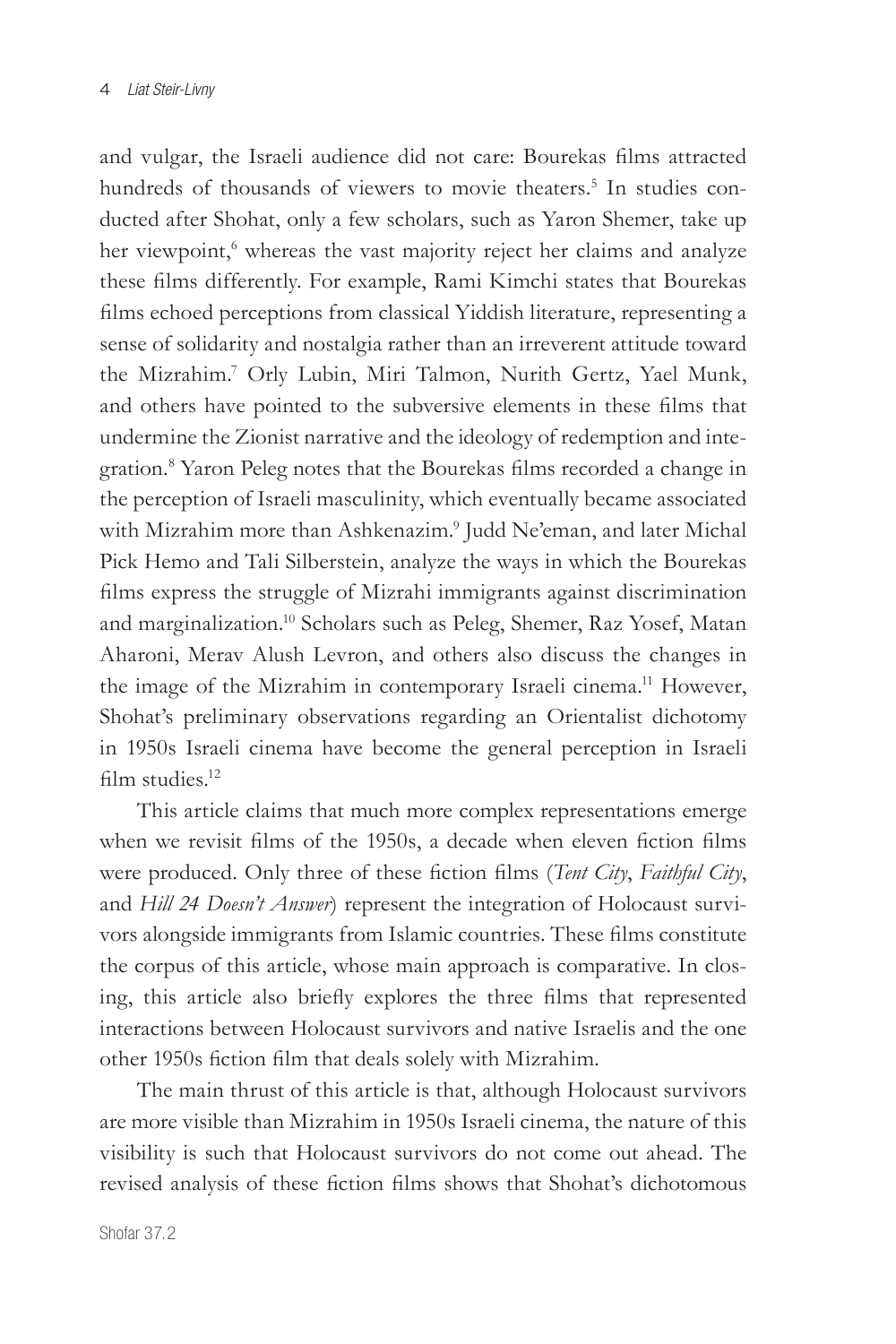and vulgar, the Israeli audience did not care: Bourekas films attracted hundreds of thousands of viewers to movie theaters.[5] In studies conducted after Shohat, only a few scholars, such as Yaron Shemer, take up her viewpoint,[6] whereas the vast majority reject her claims and analyze these films differently. For example, Rami Kimchi states that Bourekas films echoed perceptions from classical Yiddish literature, representing a sense of solidarity and nostalgia rather than an irreverent attitude toward the Mizrahim.[7] Orly Lubin, Miri Talmon, Nurith Gertz, Yael Munk, and others have pointed to the subversive elements in these films that undermine the Zionist narrative and the ideology of redemption and integration.[8] Yaron Peleg notes that the Bourekas films recorded a change in the perception of Israeli masculinity, which eventually became associated with Mizrahim more than Ashkenazim.[9] Judd Ne'eman, and later Michal Pick Hemo and Tali Silberstein, analyze the ways in which the Bourekas films express the struggle of Mizrahi immigrants against discrimination and marginalization.[10] Scholars such as Peleg, Shemer, Raz Yosef, Matan Aharoni, Merav Alush Levron, and others also discuss the changes in the image of the Mizrahim in contemporary Israeli cinema.[11] However, Shohat's preliminary observations regarding an Orientalist dichotomy in 1950s Israeli cinema have become the general perception in Israeli film studies.[12]

This article claims that much more complex representations emerge when we revisit films of the 1950s, a decade when eleven fiction films were produced. Only three of these fiction films (*Tent City*, *Faithful City*, and *Hill 24 Doesn't Answer*) represent the integration of Holocaust survivors alongside immigrants from Islamic countries. These films constitute the corpus of this article, whose main approach is comparative. In closing, this article also briefly explores the three films that represented interactions between Holocaust survivors and native Israelis and the one other 1950s fiction film that deals solely with Mizrahim.

The main thrust of this article is that, although Holocaust survivors are more visible than Mizrahim in 1950s Israeli cinema, the nature of this visibility is such that Holocaust survivors do not come out ahead. The revised analysis of these fiction films shows that Shohat's dichotomous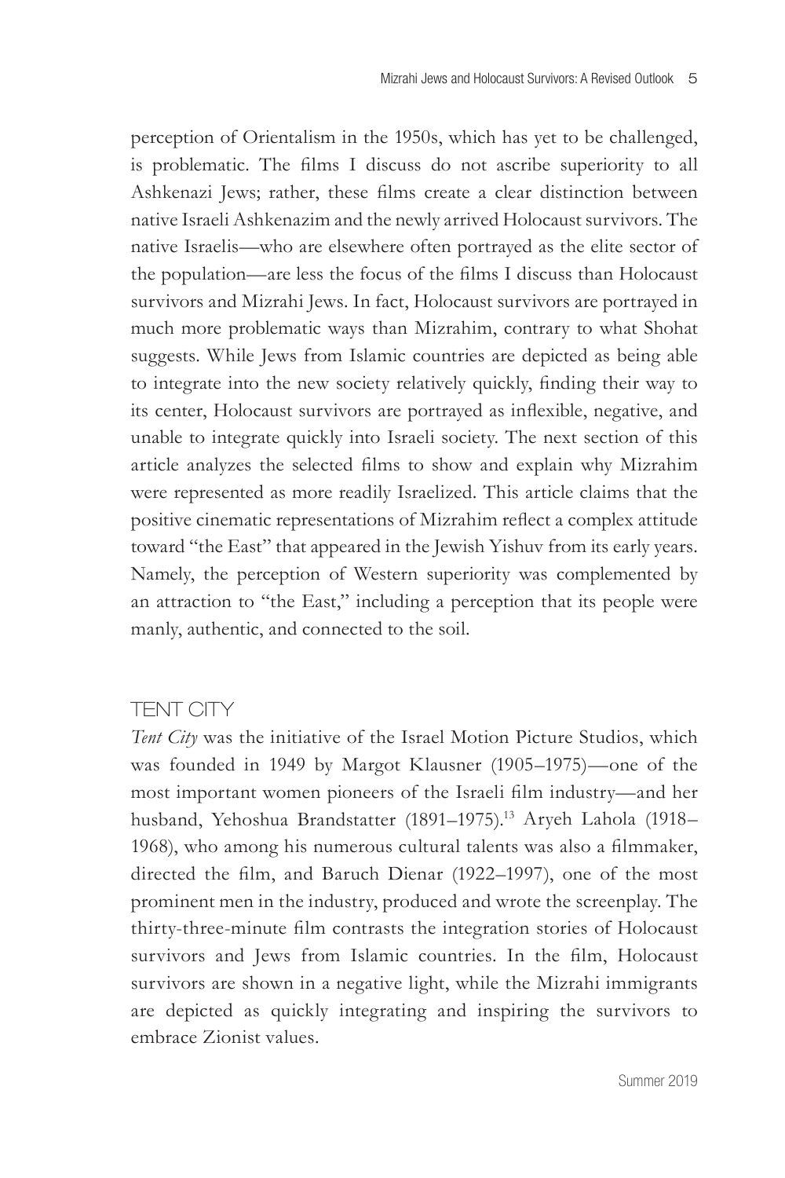perception of Orientalism in the 1950s, which has yet to be challenged, is problematic. The films I discuss do not ascribe superiority to all Ashkenazi Jews; rather, these films create a clear distinction between native Israeli Ashkenazim and the newly arrived Holocaust survivors. The native Israelis—who are elsewhere often portrayed as the elite sector of the population—are less the focus of the films I discuss than Holocaust survivors and Mizrahi Jews. In fact, Holocaust survivors are portrayed in much more problematic ways than Mizrahim, contrary to what Shohat suggests. While Jews from Islamic countries are depicted as being able to integrate into the new society relatively quickly, finding their way to its center, Holocaust survivors are portrayed as inflexible, negative, and unable to integrate quickly into Israeli society. The next section of this article analyzes the selected films to show and explain why Mizrahim were represented as more readily Israelized. This article claims that the positive cinematic representations of Mizrahim reflect a complex attitude toward "the East" that appeared in the Jewish Yishuv from its early years. Namely, the perception of Western superiority was complemented by an attraction to "the East," including a perception that its people were manly, authentic, and connected to the soil.

## TENT CITY

*Tent City* was the initiative of the Israel Motion Picture Studios, which was founded in 1949 by Margot Klausner (1905–1975)—one of the most important women pioneers of the Israeli film industry—and her husband, Yehoshua Brandstatter (1891–1975).[13] Aryeh Lahola (1918–1968), who among his numerous cultural talents was also a filmmaker, directed the film, and Baruch Dienar (1922–1997), one of the most prominent men in the industry, produced and wrote the screenplay. The thirty-three-minute film contrasts the integration stories of Holocaust survivors and Jews from Islamic countries. In the film, Holocaust survivors are shown in a negative light, while the Mizrahi immigrants are depicted as quickly integrating and inspiring the survivors to embrace Zionist values.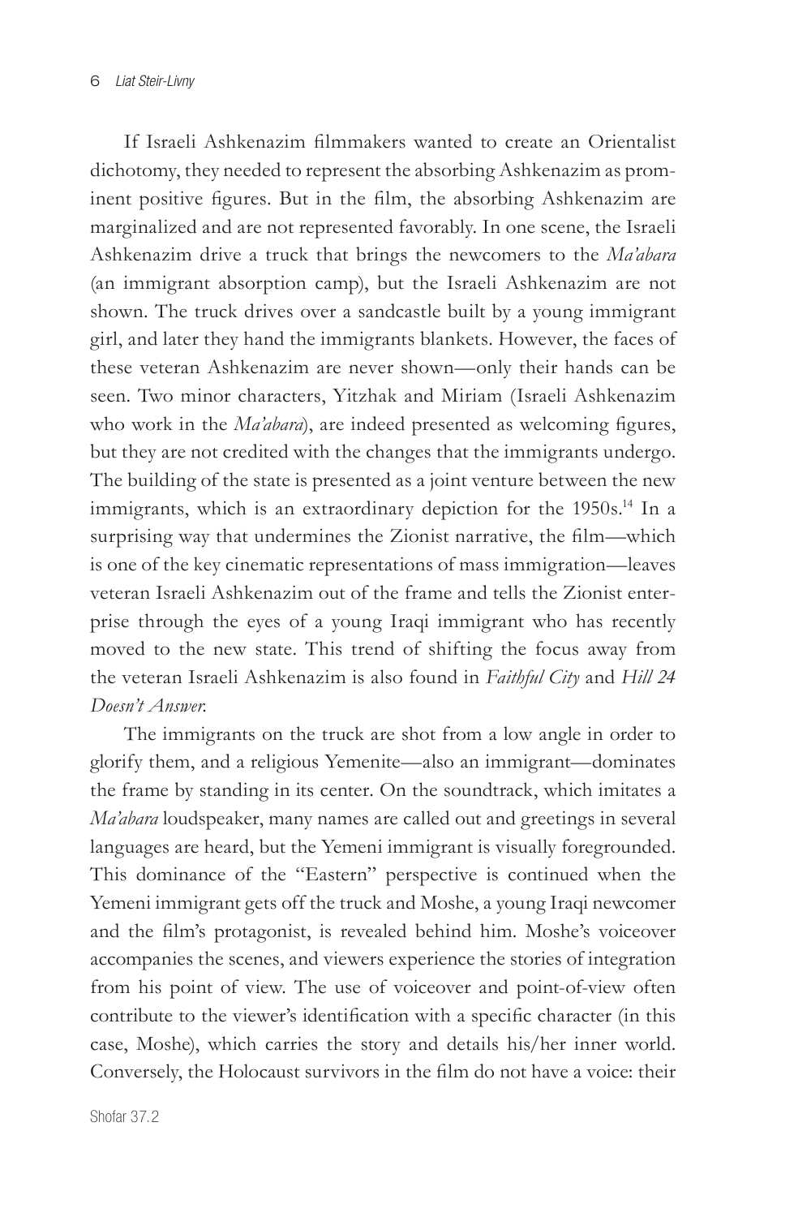If Israeli Ashkenazim filmmakers wanted to create an Orientalist dichotomy, they needed to represent the absorbing Ashkenazim as prominent positive figures. But in the film, the absorbing Ashkenazim are marginalized and are not represented favorably. In one scene, the Israeli Ashkenazim drive a truck that brings the newcomers to the *Ma'abara* (an immigrant absorption camp), but the Israeli Ashkenazim are not shown. The truck drives over a sandcastle built by a young immigrant girl, and later they hand the immigrants blankets. However, the faces of these veteran Ashkenazim are never shown—only their hands can be seen. Two minor characters, Yitzhak and Miriam (Israeli Ashkenazim who work in the *Ma'abara*), are indeed presented as welcoming figures, but they are not credited with the changes that the immigrants undergo. The building of the state is presented as a joint venture between the new immigrants, which is an extraordinary depiction for the 1950s.[14] In a surprising way that undermines the Zionist narrative, the film—which is one of the key cinematic representations of mass immigration—leaves veteran Israeli Ashkenazim out of the frame and tells the Zionist enterprise through the eyes of a young Iraqi immigrant who has recently moved to the new state. This trend of shifting the focus away from the veteran Israeli Ashkenazim is also found in *Faithful City* and *Hill 24 Doesn't Answer*.

The immigrants on the truck are shot from a low angle in order to glorify them, and a religious Yemenite—also an immigrant—dominates the frame by standing in its center. On the soundtrack, which imitates a *Ma'abara* loudspeaker, many names are called out and greetings in several languages are heard, but the Yemeni immigrant is visually foregrounded. This dominance of the "Eastern" perspective is continued when the Yemeni immigrant gets off the truck and Moshe, a young Iraqi newcomer and the film's protagonist, is revealed behind him. Moshe's voiceover accompanies the scenes, and viewers experience the stories of integration from his point of view. The use of voiceover and point-of-view often contribute to the viewer's identification with a specific character (in this case, Moshe), which carries the story and details his/her inner world. Conversely, the Holocaust survivors in the film do not have a voice: their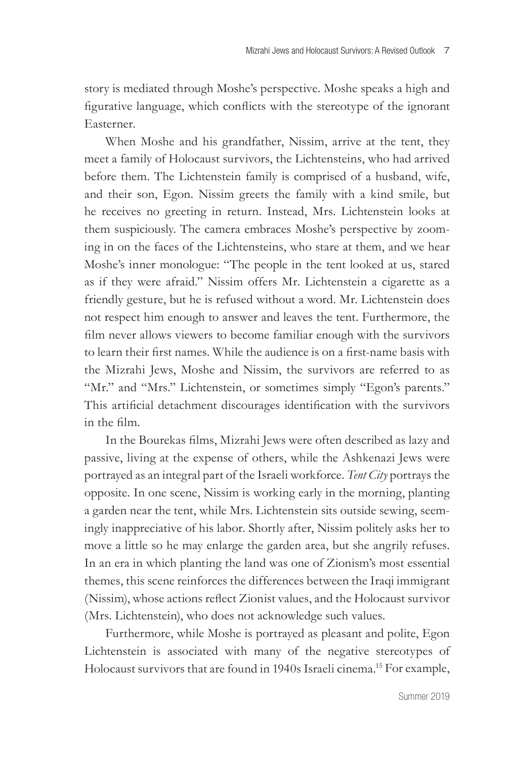story is mediated through Moshe's perspective. Moshe speaks a high and figurative language, which conflicts with the stereotype of the ignorant Easterner.

When Moshe and his grandfather, Nissim, arrive at the tent, they meet a family of Holocaust survivors, the Lichtensteins, who had arrived before them. The Lichtenstein family is comprised of a husband, wife, and their son, Egon. Nissim greets the family with a kind smile, but he receives no greeting in return. Instead, Mrs. Lichtenstein looks at them suspiciously. The camera embraces Moshe's perspective by zooming in on the faces of the Lichtensteins, who stare at them, and we hear Moshe's inner monologue: "The people in the tent looked at us, stared as if they were afraid." Nissim offers Mr. Lichtenstein a cigarette as a friendly gesture, but he is refused without a word. Mr. Lichtenstein does not respect him enough to answer and leaves the tent. Furthermore, the film never allows viewers to become familiar enough with the survivors to learn their first names. While the audience is on a first-name basis with the Mizrahi Jews, Moshe and Nissim, the survivors are referred to as "Mr." and "Mrs." Lichtenstein, or sometimes simply "Egon's parents." This artificial detachment discourages identification with the survivors in the film.

In the Bourekas films, Mizrahi Jews were often described as lazy and passive, living at the expense of others, while the Ashkenazi Jews were portrayed as an integral part of the Israeli workforce. *Tent City* portrays the opposite. In one scene, Nissim is working early in the morning, planting a garden near the tent, while Mrs. Lichtenstein sits outside sewing, seemingly inappreciative of his labor. Shortly after, Nissim politely asks her to move a little so he may enlarge the garden area, but she angrily refuses. In an era in which planting the land was one of Zionism's most essential themes, this scene reinforces the differences between the Iraqi immigrant (Nissim), whose actions reflect Zionist values, and the Holocaust survivor (Mrs. Lichtenstein), who does not acknowledge such values.

Furthermore, while Moshe is portrayed as pleasant and polite, Egon Lichtenstein is associated with many of the negative stereotypes of Holocaust survivors that are found in 1940s Israeli cinema.[15] For example,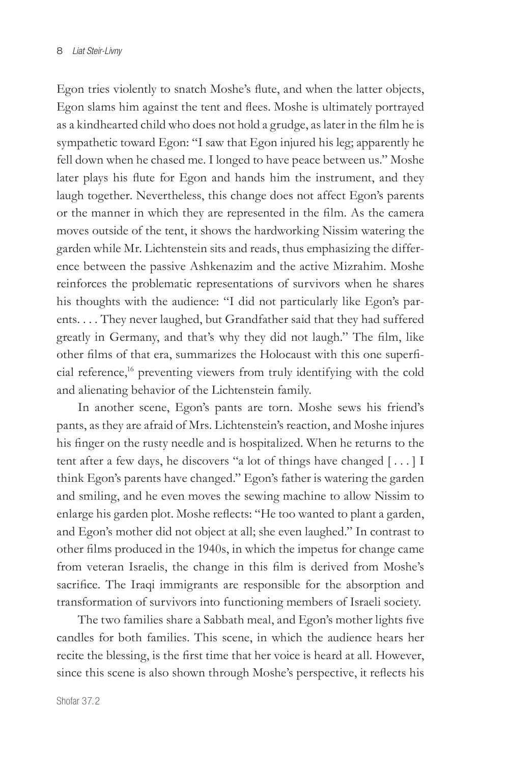Egon tries violently to snatch Moshe's flute, and when the latter objects, Egon slams him against the tent and flees. Moshe is ultimately portrayed as a kindhearted child who does not hold a grudge, as later in the film he is sympathetic toward Egon: "I saw that Egon injured his leg; apparently he fell down when he chased me. I longed to have peace between us." Moshe later plays his flute for Egon and hands him the instrument, and they laugh together. Nevertheless, this change does not affect Egon's parents or the manner in which they are represented in the film. As the camera moves outside of the tent, it shows the hardworking Nissim watering the garden while Mr. Lichtenstein sits and reads, thus emphasizing the difference between the passive Ashkenazim and the active Mizrahim. Moshe reinforces the problematic representations of survivors when he shares his thoughts with the audience: "I did not particularly like Egon's parents. . . . They never laughed, but Grandfather said that they had suffered greatly in Germany, and that's why they did not laugh." The film, like other films of that era, summarizes the Holocaust with this one superficial reference,[16] preventing viewers from truly identifying with the cold and alienating behavior of the Lichtenstein family.

In another scene, Egon's pants are torn. Moshe sews his friend's pants, as they are afraid of Mrs. Lichtenstein's reaction, and Moshe injures his finger on the rusty needle and is hospitalized. When he returns to the tent after a few days, he discovers "a lot of things have changed [ . . . ] I think Egon's parents have changed." Egon's father is watering the garden and smiling, and he even moves the sewing machine to allow Nissim to enlarge his garden plot. Moshe reflects: "He too wanted to plant a garden, and Egon's mother did not object at all; she even laughed." In contrast to other films produced in the 1940s, in which the impetus for change came from veteran Israelis, the change in this film is derived from Moshe's sacrifice. The Iraqi immigrants are responsible for the absorption and transformation of survivors into functioning members of Israeli society.

The two families share a Sabbath meal, and Egon's mother lights five candles for both families. This scene, in which the audience hears her recite the blessing, is the first time that her voice is heard at all. However, since this scene is also shown through Moshe's perspective, it reflects his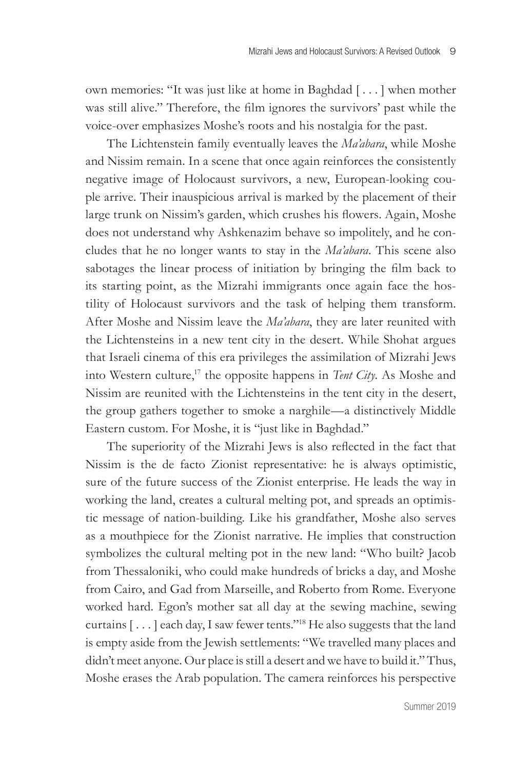own memories: "It was just like at home in Baghdad [ . . . ] when mother was still alive." Therefore, the film ignores the survivors' past while the voice-over emphasizes Moshe's roots and his nostalgia for the past.

The Lichtenstein family eventually leaves the *Ma'abara*, while Moshe and Nissim remain. In a scene that once again reinforces the consistently negative image of Holocaust survivors, a new, European-looking couple arrive. Their inauspicious arrival is marked by the placement of their large trunk on Nissim's garden, which crushes his flowers. Again, Moshe does not understand why Ashkenazim behave so impolitely, and he concludes that he no longer wants to stay in the *Ma'abara*. This scene also sabotages the linear process of initiation by bringing the film back to its starting point, as the Mizrahi immigrants once again face the hostility of Holocaust survivors and the task of helping them transform. After Moshe and Nissim leave the *Ma'abara*, they are later reunited with the Lichtensteins in a new tent city in the desert. While Shohat argues that Israeli cinema of this era privileges the assimilation of Mizrahi Jews into Western culture,[17] the opposite happens in *Tent City*. As Moshe and Nissim are reunited with the Lichtensteins in the tent city in the desert, the group gathers together to smoke a narghile—a distinctively Middle Eastern custom. For Moshe, it is "just like in Baghdad."

The superiority of the Mizrahi Jews is also reflected in the fact that Nissim is the de facto Zionist representative: he is always optimistic, sure of the future success of the Zionist enterprise. He leads the way in working the land, creates a cultural melting pot, and spreads an optimistic message of nation-building. Like his grandfather, Moshe also serves as a mouthpiece for the Zionist narrative. He implies that construction symbolizes the cultural melting pot in the new land: "Who built? Jacob from Thessaloniki, who could make hundreds of bricks a day, and Moshe from Cairo, and Gad from Marseille, and Roberto from Rome. Everyone worked hard. Egon's mother sat all day at the sewing machine, sewing curtains [ . . . ] each day, I saw fewer tents."[18] He also suggests that the land is empty aside from the Jewish settlements: "We travelled many places and didn't meet anyone. Our place is still a desert and we have to build it." Thus, Moshe erases the Arab population. The camera reinforces his perspective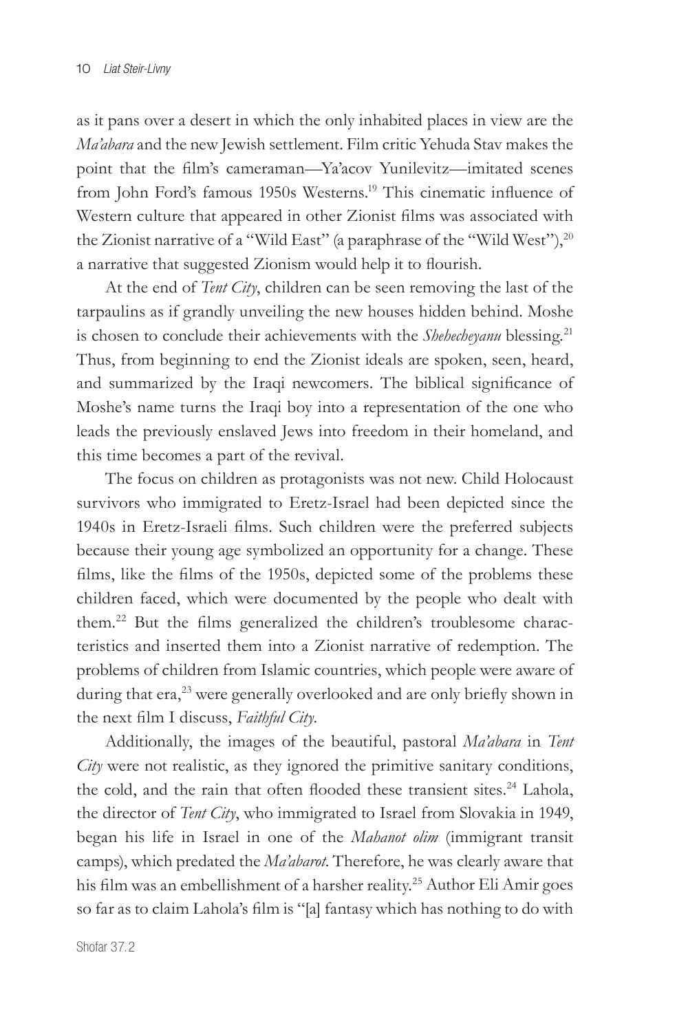as it pans over a desert in which the only inhabited places in view are the *Ma'abara* and the new Jewish settlement. Film critic Yehuda Stav makes the point that the film's cameraman—Ya'acov Yunilevitz—imitated scenes from John Ford's famous 1950s Westerns.[19] This cinematic influence of Western culture that appeared in other Zionist films was associated with the Zionist narrative of a "Wild East" (a paraphrase of the "Wild West"),[20] a narrative that suggested Zionism would help it to flourish.

At the end of *Tent City*, children can be seen removing the last of the tarpaulins as if grandly unveiling the new houses hidden behind. Moshe is chosen to conclude their achievements with the *Shehecheyanu* blessing.[21] Thus, from beginning to end the Zionist ideals are spoken, seen, heard, and summarized by the Iraqi newcomers. The biblical significance of Moshe's name turns the Iraqi boy into a representation of the one who leads the previously enslaved Jews into freedom in their homeland, and this time becomes a part of the revival.

The focus on children as protagonists was not new. Child Holocaust survivors who immigrated to Eretz-Israel had been depicted since the 1940s in Eretz-Israeli films. Such children were the preferred subjects because their young age symbolized an opportunity for a change. These films, like the films of the 1950s, depicted some of the problems these children faced, which were documented by the people who dealt with them.[22] But the films generalized the children's troublesome characteristics and inserted them into a Zionist narrative of redemption. The problems of children from Islamic countries, which people were aware of during that era,[23] were generally overlooked and are only briefly shown in the next film I discuss, *Faithful City*.

Additionally, the images of the beautiful, pastoral *Ma'abara* in *Tent City* were not realistic, as they ignored the primitive sanitary conditions, the cold, and the rain that often flooded these transient sites.[24] Lahola, the director of *Tent City*, who immigrated to Israel from Slovakia in 1949, began his life in Israel in one of the *Mahanot olim* (immigrant transit camps), which predated the *Ma'abarot*. Therefore, he was clearly aware that his film was an embellishment of a harsher reality.[25] Author Eli Amir goes so far as to claim Lahola's film is "[a] fantasy which has nothing to do with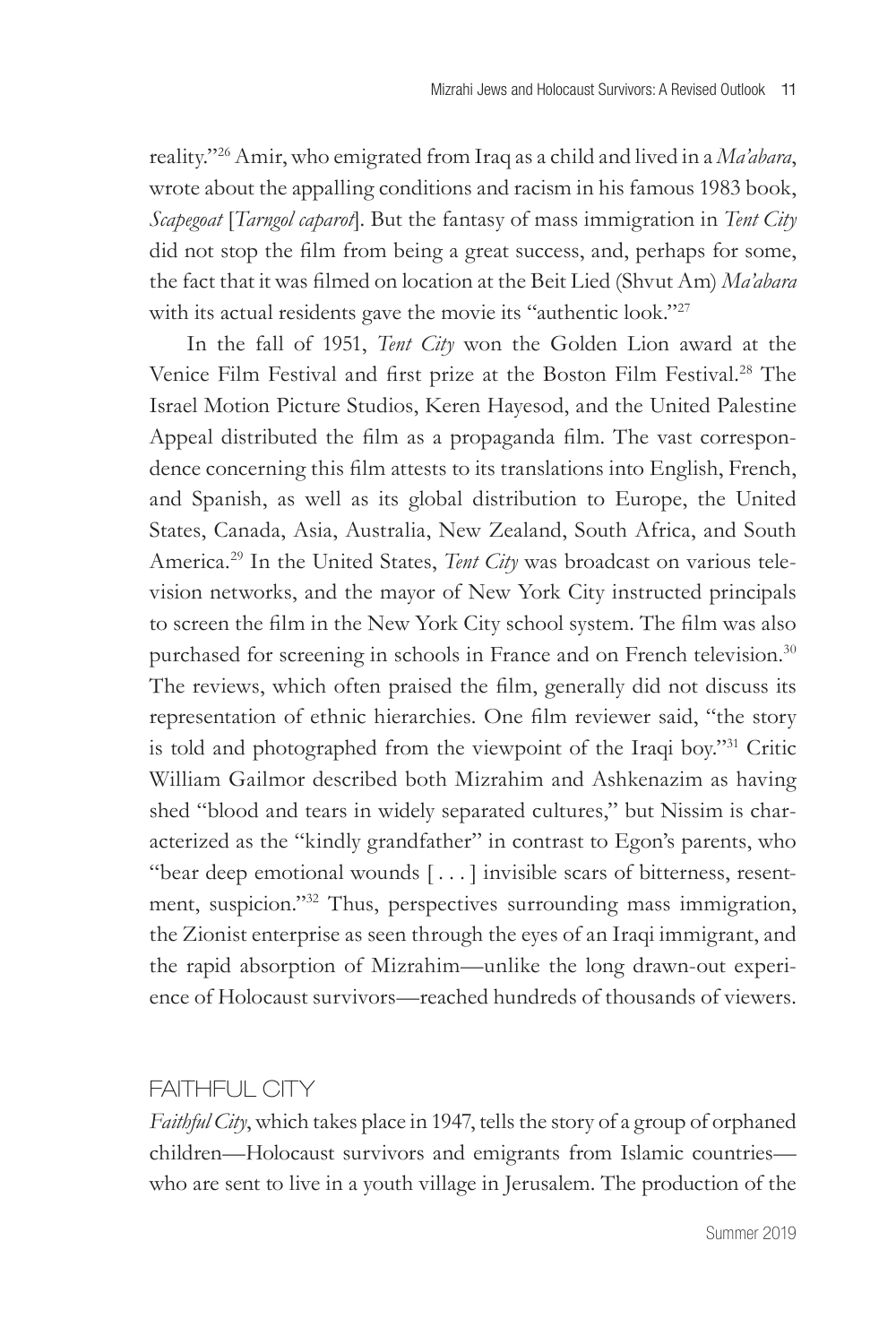reality."[26] Amir, who emigrated from Iraq as a child and lived in a *Ma'abara*, wrote about the appalling conditions and racism in his famous 1983 book, *Scapegoat* [*Tarngol caparot*]. But the fantasy of mass immigration in *Tent City* did not stop the film from being a great success, and, perhaps for some, the fact that it was filmed on location at the Beit Lied (Shvut Am) *Ma'abara* with its actual residents gave the movie its "authentic look."[27]

In the fall of 1951, *Tent City* won the Golden Lion award at the Venice Film Festival and first prize at the Boston Film Festival.[28] The Israel Motion Picture Studios, Keren Hayesod, and the United Palestine Appeal distributed the film as a propaganda film. The vast correspondence concerning this film attests to its translations into English, French, and Spanish, as well as its global distribution to Europe, the United States, Canada, Asia, Australia, New Zealand, South Africa, and South America.[29] In the United States, *Tent City* was broadcast on various television networks, and the mayor of New York City instructed principals to screen the film in the New York City school system. The film was also purchased for screening in schools in France and on French television.[30] The reviews, which often praised the film, generally did not discuss its representation of ethnic hierarchies. One film reviewer said, "the story is told and photographed from the viewpoint of the Iraqi boy."[31] Critic William Gailmor described both Mizrahim and Ashkenazim as having shed "blood and tears in widely separated cultures," but Nissim is characterized as the "kindly grandfather" in contrast to Egon's parents, who "bear deep emotional wounds [ . . . ] invisible scars of bitterness, resentment, suspicion."[32] Thus, perspectives surrounding mass immigration, the Zionist enterprise as seen through the eyes of an Iraqi immigrant, and the rapid absorption of Mizrahim—unlike the long drawn-out experience of Holocaust survivors—reached hundreds of thousands of viewers.

## FAITHFUL CITY

*Faithful City*, which takes place in 1947, tells the story of a group of orphaned children—Holocaust survivors and emigrants from Islamic countries—who are sent to live in a youth village in Jerusalem. The production of the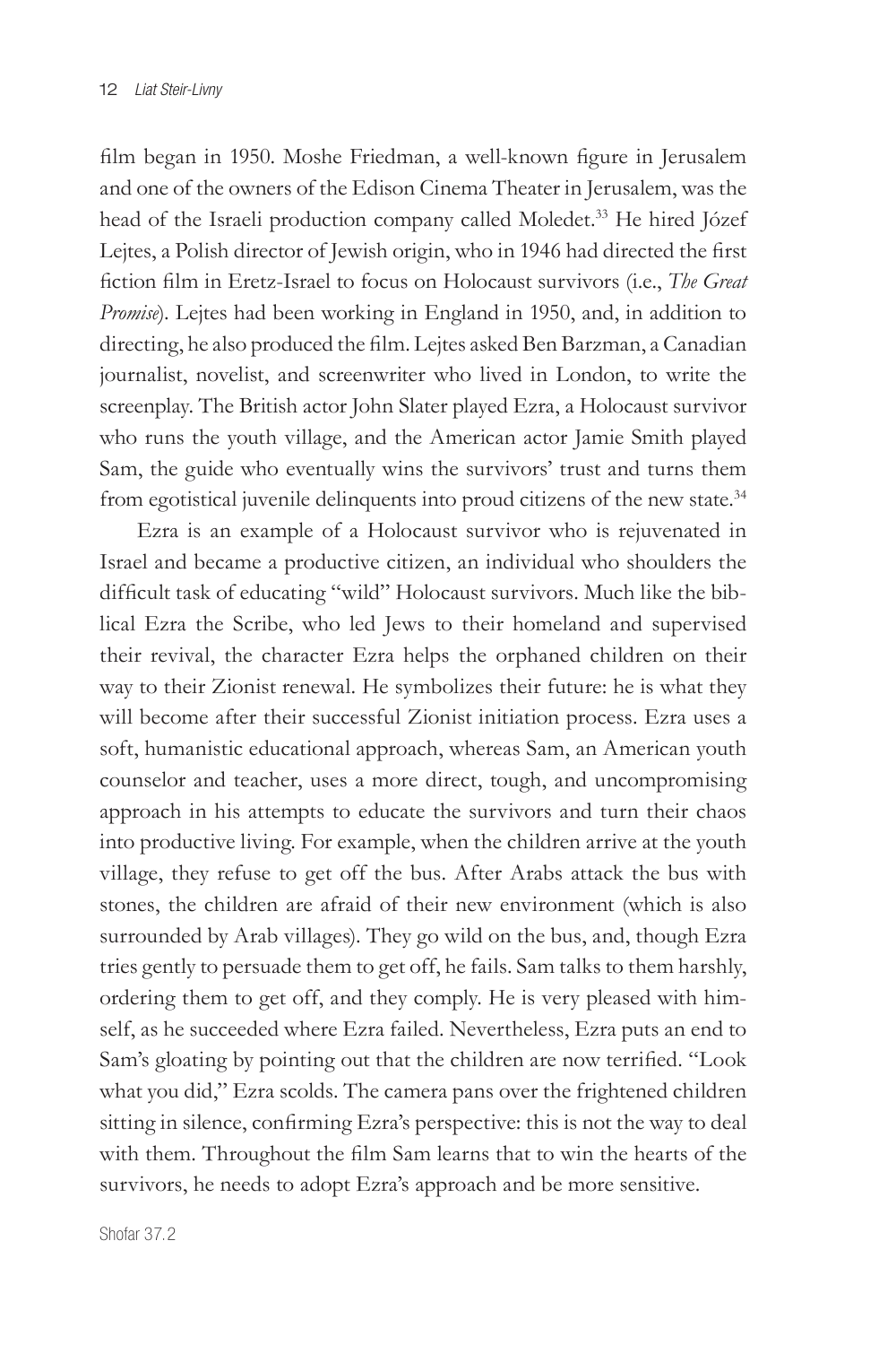film began in 1950. Moshe Friedman, a well-known figure in Jerusalem and one of the owners of the Edison Cinema Theater in Jerusalem, was the head of the Israeli production company called Moledet.[33] He hired Józef Lejtes, a Polish director of Jewish origin, who in 1946 had directed the first fiction film in Eretz-Israel to focus on Holocaust survivors (i.e., *The Great Promise*). Lejtes had been working in England in 1950, and, in addition to directing, he also produced the film. Lejtes asked Ben Barzman, a Canadian journalist, novelist, and screenwriter who lived in London, to write the screenplay. The British actor John Slater played Ezra, a Holocaust survivor who runs the youth village, and the American actor Jamie Smith played Sam, the guide who eventually wins the survivors' trust and turns them from egotistical juvenile delinquents into proud citizens of the new state.[34]

Ezra is an example of a Holocaust survivor who is rejuvenated in Israel and became a productive citizen, an individual who shoulders the difficult task of educating "wild" Holocaust survivors. Much like the biblical Ezra the Scribe, who led Jews to their homeland and supervised their revival, the character Ezra helps the orphaned children on their way to their Zionist renewal. He symbolizes their future: he is what they will become after their successful Zionist initiation process. Ezra uses a soft, humanistic educational approach, whereas Sam, an American youth counselor and teacher, uses a more direct, tough, and uncompromising approach in his attempts to educate the survivors and turn their chaos into productive living. For example, when the children arrive at the youth village, they refuse to get off the bus. After Arabs attack the bus with stones, the children are afraid of their new environment (which is also surrounded by Arab villages). They go wild on the bus, and, though Ezra tries gently to persuade them to get off, he fails. Sam talks to them harshly, ordering them to get off, and they comply. He is very pleased with himself, as he succeeded where Ezra failed. Nevertheless, Ezra puts an end to Sam's gloating by pointing out that the children are now terrified. "Look what you did," Ezra scolds. The camera pans over the frightened children sitting in silence, confirming Ezra's perspective: this is not the way to deal with them. Throughout the film Sam learns that to win the hearts of the survivors, he needs to adopt Ezra's approach and be more sensitive.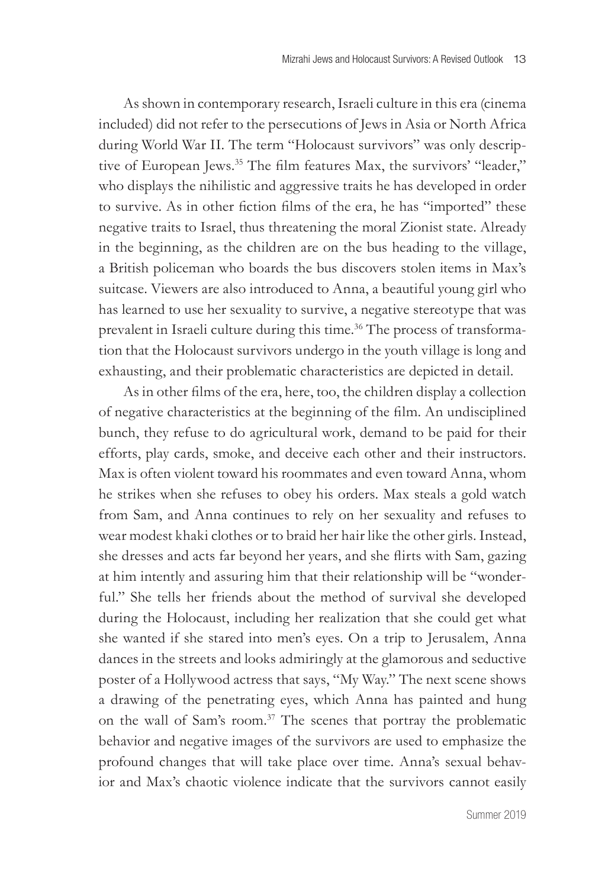As shown in contemporary research, Israeli culture in this era (cinema included) did not refer to the persecutions of Jews in Asia or North Africa during World War II. The term "Holocaust survivors" was only descriptive of European Jews.[35] The film features Max, the survivors' "leader," who displays the nihilistic and aggressive traits he has developed in order to survive. As in other fiction films of the era, he has "imported" these negative traits to Israel, thus threatening the moral Zionist state. Already in the beginning, as the children are on the bus heading to the village, a British policeman who boards the bus discovers stolen items in Max's suitcase. Viewers are also introduced to Anna, a beautiful young girl who has learned to use her sexuality to survive, a negative stereotype that was prevalent in Israeli culture during this time.[36] The process of transformation that the Holocaust survivors undergo in the youth village is long and exhausting, and their problematic characteristics are depicted in detail.

As in other films of the era, here, too, the children display a collection of negative characteristics at the beginning of the film. An undisciplined bunch, they refuse to do agricultural work, demand to be paid for their efforts, play cards, smoke, and deceive each other and their instructors. Max is often violent toward his roommates and even toward Anna, whom he strikes when she refuses to obey his orders. Max steals a gold watch from Sam, and Anna continues to rely on her sexuality and refuses to wear modest khaki clothes or to braid her hair like the other girls. Instead, she dresses and acts far beyond her years, and she flirts with Sam, gazing at him intently and assuring him that their relationship will be "wonderful." She tells her friends about the method of survival she developed during the Holocaust, including her realization that she could get what she wanted if she stared into men's eyes. On a trip to Jerusalem, Anna dances in the streets and looks admiringly at the glamorous and seductive poster of a Hollywood actress that says, "My Way." The next scene shows a drawing of the penetrating eyes, which Anna has painted and hung on the wall of Sam's room.[37] The scenes that portray the problematic behavior and negative images of the survivors are used to emphasize the profound changes that will take place over time. Anna's sexual behavior and Max's chaotic violence indicate that the survivors cannot easily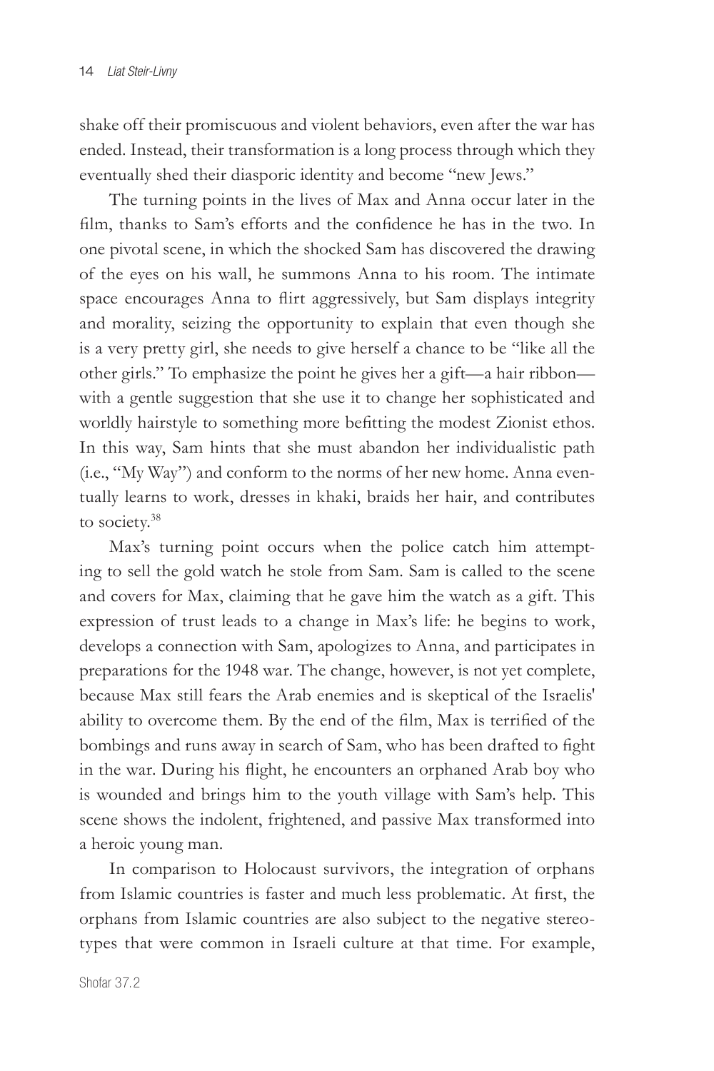shake off their promiscuous and violent behaviors, even after the war has ended. Instead, their transformation is a long process through which they eventually shed their diasporic identity and become "new Jews."

The turning points in the lives of Max and Anna occur later in the film, thanks to Sam's efforts and the confidence he has in the two. In one pivotal scene, in which the shocked Sam has discovered the drawing of the eyes on his wall, he summons Anna to his room. The intimate space encourages Anna to flirt aggressively, but Sam displays integrity and morality, seizing the opportunity to explain that even though she is a very pretty girl, she needs to give herself a chance to be "like all the other girls." To emphasize the point he gives her a gift—a hair ribbon—with a gentle suggestion that she use it to change her sophisticated and worldly hairstyle to something more befitting the modest Zionist ethos. In this way, Sam hints that she must abandon her individualistic path (i.e., "My Way") and conform to the norms of her new home. Anna eventually learns to work, dresses in khaki, braids her hair, and contributes to society.[38]

Max's turning point occurs when the police catch him attempting to sell the gold watch he stole from Sam. Sam is called to the scene and covers for Max, claiming that he gave him the watch as a gift. This expression of trust leads to a change in Max's life: he begins to work, develops a connection with Sam, apologizes to Anna, and participates in preparations for the 1948 war. The change, however, is not yet complete, because Max still fears the Arab enemies and is skeptical of the Israelis' ability to overcome them. By the end of the film, Max is terrified of the bombings and runs away in search of Sam, who has been drafted to fight in the war. During his flight, he encounters an orphaned Arab boy who is wounded and brings him to the youth village with Sam's help. This scene shows the indolent, frightened, and passive Max transformed into a heroic young man.

In comparison to Holocaust survivors, the integration of orphans from Islamic countries is faster and much less problematic. At first, the orphans from Islamic countries are also subject to the negative stereotypes that were common in Israeli culture at that time. For example,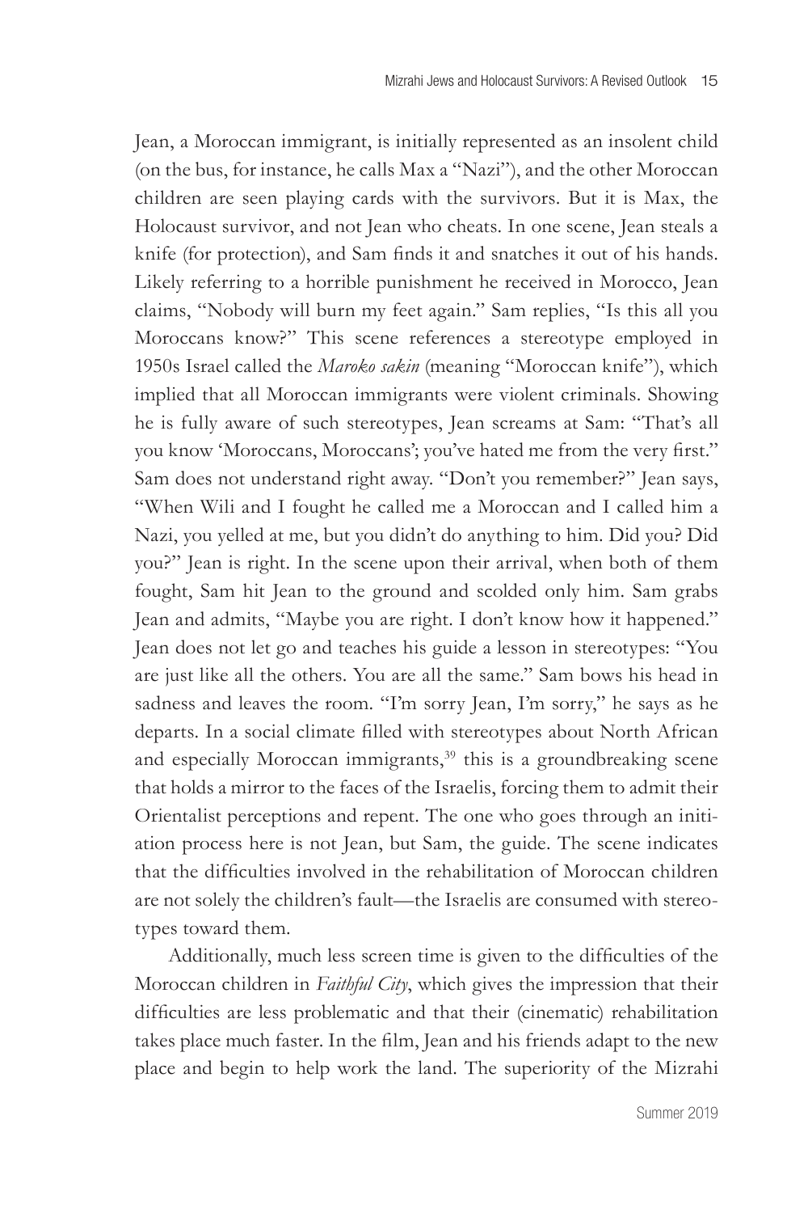Jean, a Moroccan immigrant, is initially represented as an insolent child (on the bus, for instance, he calls Max a "Nazi"), and the other Moroccan children are seen playing cards with the survivors. But it is Max, the Holocaust survivor, and not Jean who cheats. In one scene, Jean steals a knife (for protection), and Sam finds it and snatches it out of his hands. Likely referring to a horrible punishment he received in Morocco, Jean claims, "Nobody will burn my feet again." Sam replies, "Is this all you Moroccans know?" This scene references a stereotype employed in 1950s Israel called the *Maroko sakin* (meaning "Moroccan knife"), which implied that all Moroccan immigrants were violent criminals. Showing he is fully aware of such stereotypes, Jean screams at Sam: "That's all you know 'Moroccans, Moroccans'; you've hated me from the very first." Sam does not understand right away. "Don't you remember?" Jean says, "When Wili and I fought he called me a Moroccan and I called him a Nazi, you yelled at me, but you didn't do anything to him. Did you? Did you?" Jean is right. In the scene upon their arrival, when both of them fought, Sam hit Jean to the ground and scolded only him. Sam grabs Jean and admits, "Maybe you are right. I don't know how it happened." Jean does not let go and teaches his guide a lesson in stereotypes: "You are just like all the others. You are all the same." Sam bows his head in sadness and leaves the room. "I'm sorry Jean, I'm sorry," he says as he departs. In a social climate filled with stereotypes about North African and especially Moroccan immigrants,[39] this is a groundbreaking scene that holds a mirror to the faces of the Israelis, forcing them to admit their Orientalist perceptions and repent. The one who goes through an initiation process here is not Jean, but Sam, the guide. The scene indicates that the difficulties involved in the rehabilitation of Moroccan children are not solely the children's fault—the Israelis are consumed with stereotypes toward them.

Additionally, much less screen time is given to the difficulties of the Moroccan children in *Faithful City*, which gives the impression that their difficulties are less problematic and that their (cinematic) rehabilitation takes place much faster. In the film, Jean and his friends adapt to the new place and begin to help work the land. The superiority of the Mizrahi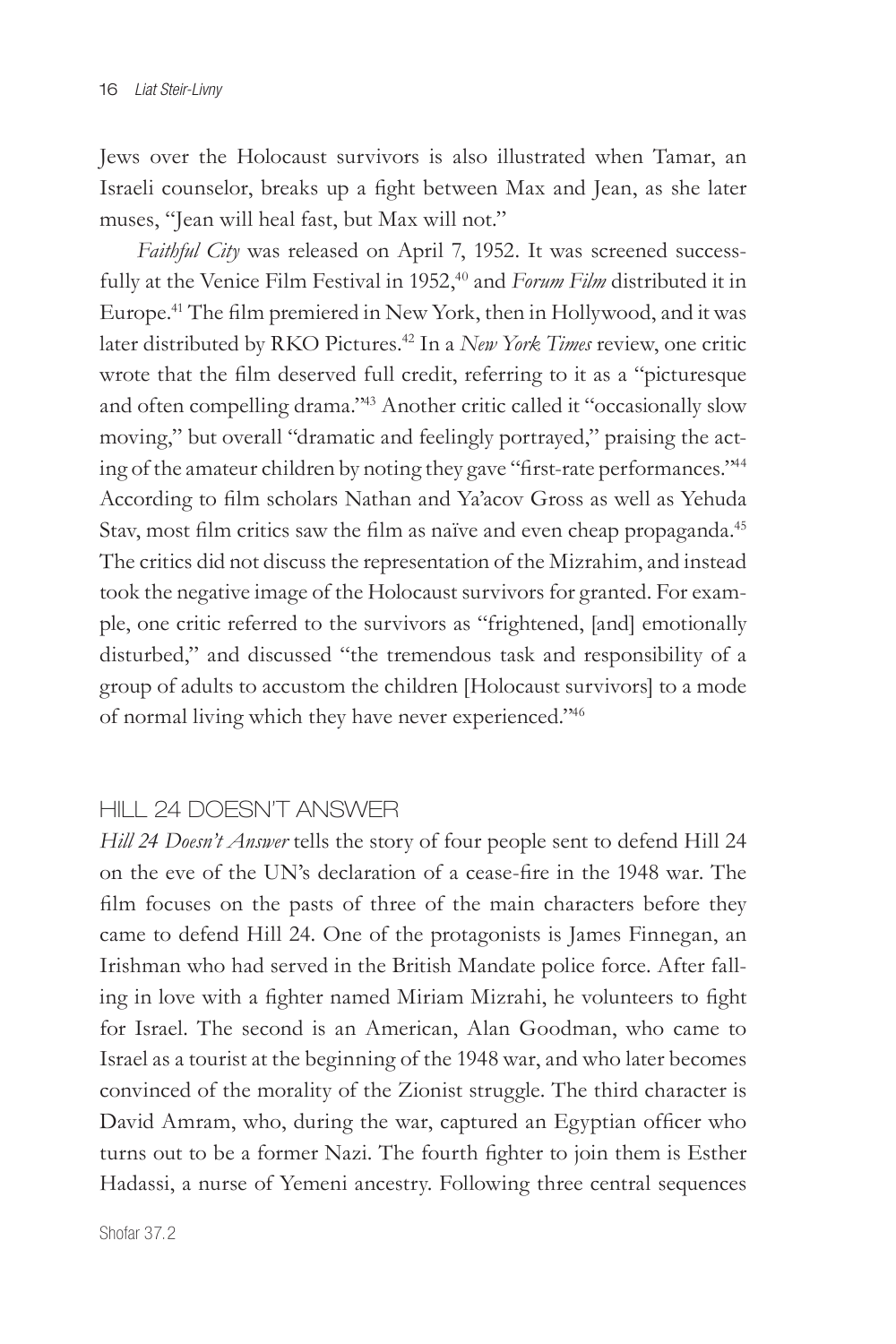Jews over the Holocaust survivors is also illustrated when Tamar, an Israeli counselor, breaks up a fight between Max and Jean, as she later muses, "Jean will heal fast, but Max will not."

*Faithful City* was released on April 7, 1952. It was screened successfully at the Venice Film Festival in 1952,[40] and *Forum Film* distributed it in Europe.[41] The film premiered in New York, then in Hollywood, and it was later distributed by RKO Pictures.[42] In a *New York Times* review, one critic wrote that the film deserved full credit, referring to it as a "picturesque and often compelling drama."[43] Another critic called it "occasionally slow moving," but overall "dramatic and feelingly portrayed," praising the acting of the amateur children by noting they gave "first-rate performances."[44] According to film scholars Nathan and Ya'acov Gross as well as Yehuda Stav, most film critics saw the film as naïve and even cheap propaganda.[45] The critics did not discuss the representation of the Mizrahim, and instead took the negative image of the Holocaust survivors for granted. For example, one critic referred to the survivors as "frightened, [and] emotionally disturbed," and discussed "the tremendous task and responsibility of a group of adults to accustom the children [Holocaust survivors] to a mode of normal living which they have never experienced."[46]

## HILL 24 DOESN'T ANSWER

*Hill 24 Doesn't Answer* tells the story of four people sent to defend Hill 24 on the eve of the UN's declaration of a cease-fire in the 1948 war. The film focuses on the pasts of three of the main characters before they came to defend Hill 24. One of the protagonists is James Finnegan, an Irishman who had served in the British Mandate police force. After falling in love with a fighter named Miriam Mizrahi, he volunteers to fight for Israel. The second is an American, Alan Goodman, who came to Israel as a tourist at the beginning of the 1948 war, and who later becomes convinced of the morality of the Zionist struggle. The third character is David Amram, who, during the war, captured an Egyptian officer who turns out to be a former Nazi. The fourth fighter to join them is Esther Hadassi, a nurse of Yemeni ancestry. Following three central sequences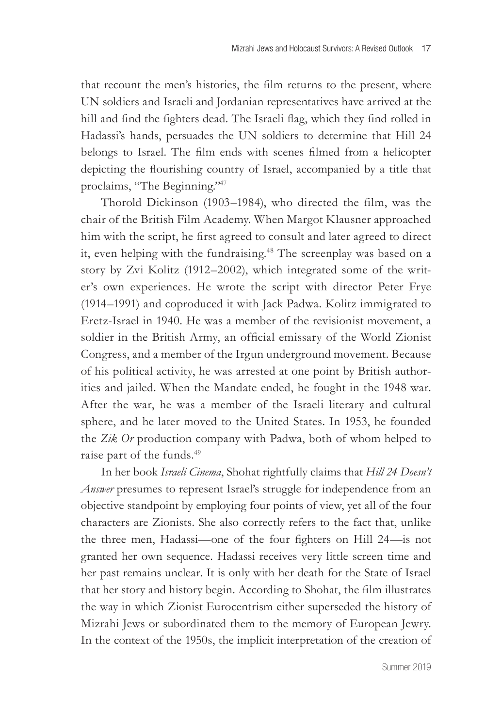that recount the men's histories, the film returns to the present, where UN soldiers and Israeli and Jordanian representatives have arrived at the hill and find the fighters dead. The Israeli flag, which they find rolled in Hadassi's hands, persuades the UN soldiers to determine that Hill 24 belongs to Israel. The film ends with scenes filmed from a helicopter depicting the flourishing country of Israel, accompanied by a title that proclaims, "The Beginning."[47]

Thorold Dickinson (1903–1984), who directed the film, was the chair of the British Film Academy. When Margot Klausner approached him with the script, he first agreed to consult and later agreed to direct it, even helping with the fundraising.[48] The screenplay was based on a story by Zvi Kolitz (1912–2002), which integrated some of the writer's own experiences. He wrote the script with director Peter Frye (1914–1991) and coproduced it with Jack Padwa. Kolitz immigrated to Eretz-Israel in 1940. He was a member of the revisionist movement, a soldier in the British Army, an official emissary of the World Zionist Congress, and a member of the Irgun underground movement. Because of his political activity, he was arrested at one point by British authorities and jailed. When the Mandate ended, he fought in the 1948 war. After the war, he was a member of the Israeli literary and cultural sphere, and he later moved to the United States. In 1953, he founded the *Zik Or* production company with Padwa, both of whom helped to raise part of the funds.[49]

In her book *Israeli Cinema*, Shohat rightfully claims that *Hill 24 Doesn't Answer* presumes to represent Israel's struggle for independence from an objective standpoint by employing four points of view, yet all of the four characters are Zionists. She also correctly refers to the fact that, unlike the three men, Hadassi—one of the four fighters on Hill 24—is not granted her own sequence. Hadassi receives very little screen time and her past remains unclear. It is only with her death for the State of Israel that her story and history begin. According to Shohat, the film illustrates the way in which Zionist Eurocentrism either superseded the history of Mizrahi Jews or subordinated them to the memory of European Jewry. In the context of the 1950s, the implicit interpretation of the creation of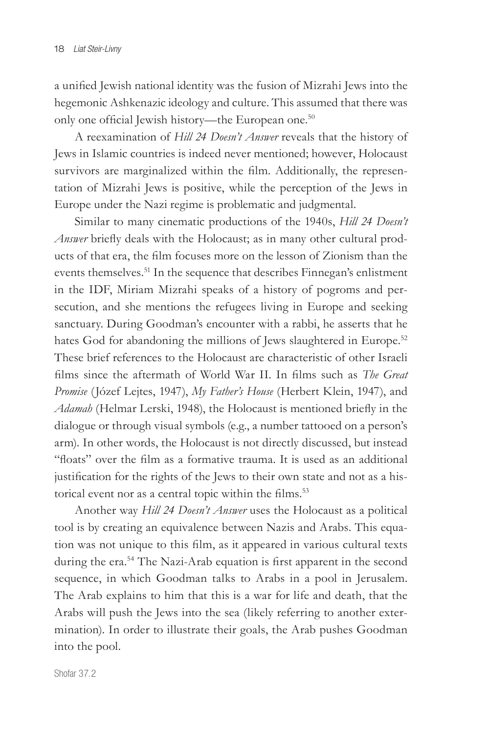a unified Jewish national identity was the fusion of Mizrahi Jews into the hegemonic Ashkenazic ideology and culture. This assumed that there was only one official Jewish history—the European one.[50]

A reexamination of *Hill 24 Doesn't Answer* reveals that the history of Jews in Islamic countries is indeed never mentioned; however, Holocaust survivors are marginalized within the film. Additionally, the representation of Mizrahi Jews is positive, while the perception of the Jews in Europe under the Nazi regime is problematic and judgmental.

Similar to many cinematic productions of the 1940s, *Hill 24 Doesn't Answer* briefly deals with the Holocaust; as in many other cultural products of that era, the film focuses more on the lesson of Zionism than the events themselves.[51] In the sequence that describes Finnegan's enlistment in the IDF, Miriam Mizrahi speaks of a history of pogroms and persecution, and she mentions the refugees living in Europe and seeking sanctuary. During Goodman's encounter with a rabbi, he asserts that he hates God for abandoning the millions of Jews slaughtered in Europe.[52] These brief references to the Holocaust are characteristic of other Israeli films since the aftermath of World War II. In films such as *The Great Promise* (Józef Lejtes, 1947), *My Father's House* (Herbert Klein, 1947), and *Adamah* (Helmar Lerski, 1948), the Holocaust is mentioned briefly in the dialogue or through visual symbols (e.g., a number tattooed on a person's arm). In other words, the Holocaust is not directly discussed, but instead "floats" over the film as a formative trauma. It is used as an additional justification for the rights of the Jews to their own state and not as a historical event nor as a central topic within the films.[53]

Another way *Hill 24 Doesn't Answer* uses the Holocaust as a political tool is by creating an equivalence between Nazis and Arabs. This equation was not unique to this film, as it appeared in various cultural texts during the era.[54] The Nazi-Arab equation is first apparent in the second sequence, in which Goodman talks to Arabs in a pool in Jerusalem. The Arab explains to him that this is a war for life and death, that the Arabs will push the Jews into the sea (likely referring to another extermination). In order to illustrate their goals, the Arab pushes Goodman into the pool.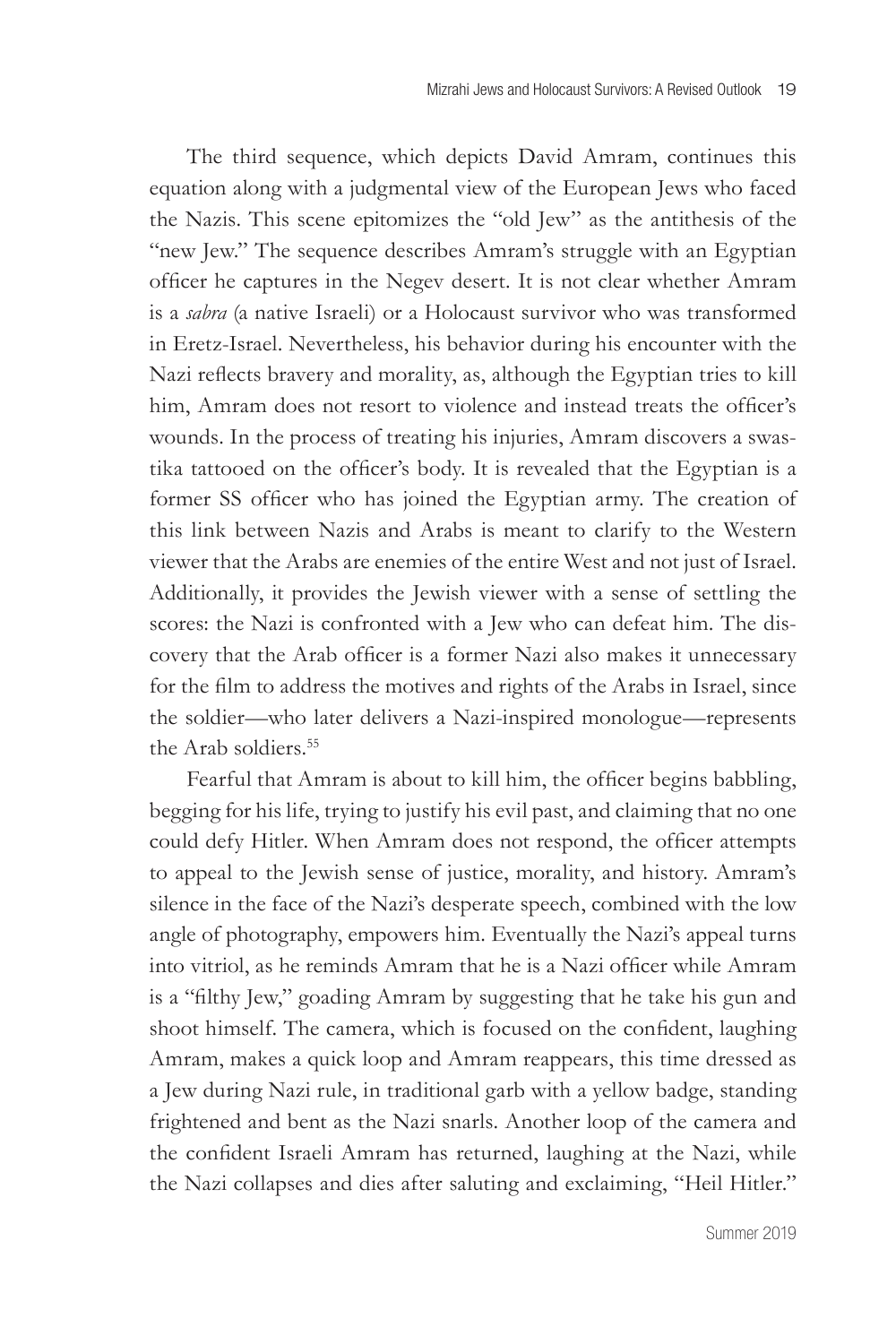The third sequence, which depicts David Amram, continues this equation along with a judgmental view of the European Jews who faced the Nazis. This scene epitomizes the "old Jew" as the antithesis of the "new Jew." The sequence describes Amram's struggle with an Egyptian officer he captures in the Negev desert. It is not clear whether Amram is a *sabra* (a native Israeli) or a Holocaust survivor who was transformed in Eretz-Israel. Nevertheless, his behavior during his encounter with the Nazi reflects bravery and morality, as, although the Egyptian tries to kill him, Amram does not resort to violence and instead treats the officer's wounds. In the process of treating his injuries, Amram discovers a swastika tattooed on the officer's body. It is revealed that the Egyptian is a former SS officer who has joined the Egyptian army. The creation of this link between Nazis and Arabs is meant to clarify to the Western viewer that the Arabs are enemies of the entire West and not just of Israel. Additionally, it provides the Jewish viewer with a sense of settling the scores: the Nazi is confronted with a Jew who can defeat him. The discovery that the Arab officer is a former Nazi also makes it unnecessary for the film to address the motives and rights of the Arabs in Israel, since the soldier—who later delivers a Nazi-inspired monologue—represents the Arab soldiers.[55]

Fearful that Amram is about to kill him, the officer begins babbling, begging for his life, trying to justify his evil past, and claiming that no one could defy Hitler. When Amram does not respond, the officer attempts to appeal to the Jewish sense of justice, morality, and history. Amram's silence in the face of the Nazi's desperate speech, combined with the low angle of photography, empowers him. Eventually the Nazi's appeal turns into vitriol, as he reminds Amram that he is a Nazi officer while Amram is a "filthy Jew," goading Amram by suggesting that he take his gun and shoot himself. The camera, which is focused on the confident, laughing Amram, makes a quick loop and Amram reappears, this time dressed as a Jew during Nazi rule, in traditional garb with a yellow badge, standing frightened and bent as the Nazi snarls. Another loop of the camera and the confident Israeli Amram has returned, laughing at the Nazi, while the Nazi collapses and dies after saluting and exclaiming, "Heil Hitler."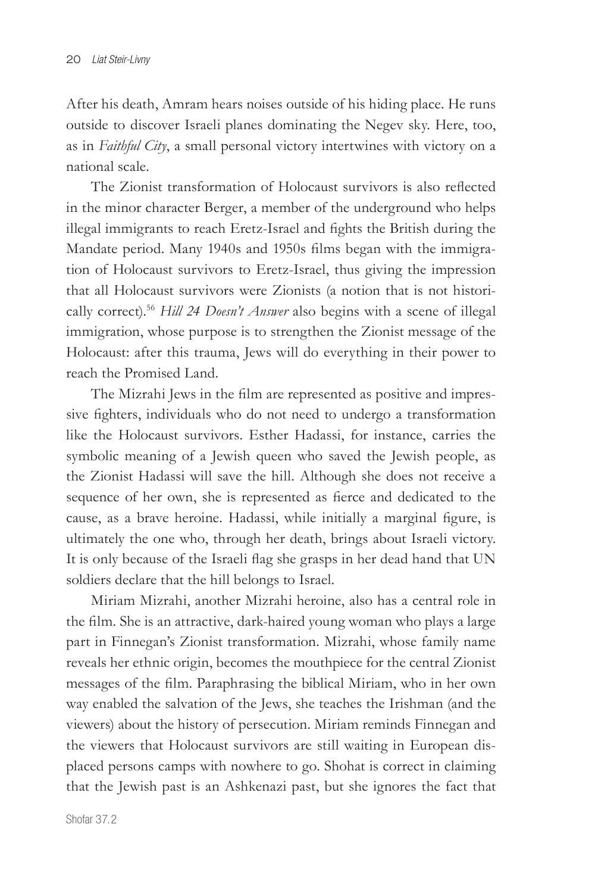After his death, Amram hears noises outside of his hiding place. He runs outside to discover Israeli planes dominating the Negev sky. Here, too, as in *Faithful City*, a small personal victory intertwines with victory on a national scale.

The Zionist transformation of Holocaust survivors is also reflected in the minor character Berger, a member of the underground who helps illegal immigrants to reach Eretz-Israel and fights the British during the Mandate period. Many 1940s and 1950s films began with the immigration of Holocaust survivors to Eretz-Israel, thus giving the impression that all Holocaust survivors were Zionists (a notion that is not historically correct).[56] *Hill 24 Doesn't Answer* also begins with a scene of illegal immigration, whose purpose is to strengthen the Zionist message of the Holocaust: after this trauma, Jews will do everything in their power to reach the Promised Land.

The Mizrahi Jews in the film are represented as positive and impressive fighters, individuals who do not need to undergo a transformation like the Holocaust survivors. Esther Hadassi, for instance, carries the symbolic meaning of a Jewish queen who saved the Jewish people, as the Zionist Hadassi will save the hill. Although she does not receive a sequence of her own, she is represented as fierce and dedicated to the cause, as a brave heroine. Hadassi, while initially a marginal figure, is ultimately the one who, through her death, brings about Israeli victory. It is only because of the Israeli flag she grasps in her dead hand that UN soldiers declare that the hill belongs to Israel.

Miriam Mizrahi, another Mizrahi heroine, also has a central role in the film. She is an attractive, dark-haired young woman who plays a large part in Finnegan's Zionist transformation. Mizrahi, whose family name reveals her ethnic origin, becomes the mouthpiece for the central Zionist messages of the film. Paraphrasing the biblical Miriam, who in her own way enabled the salvation of the Jews, she teaches the Irishman (and the viewers) about the history of persecution. Miriam reminds Finnegan and the viewers that Holocaust survivors are still waiting in European displaced persons camps with nowhere to go. Shohat is correct in claiming that the Jewish past is an Ashkenazi past, but she ignores the fact that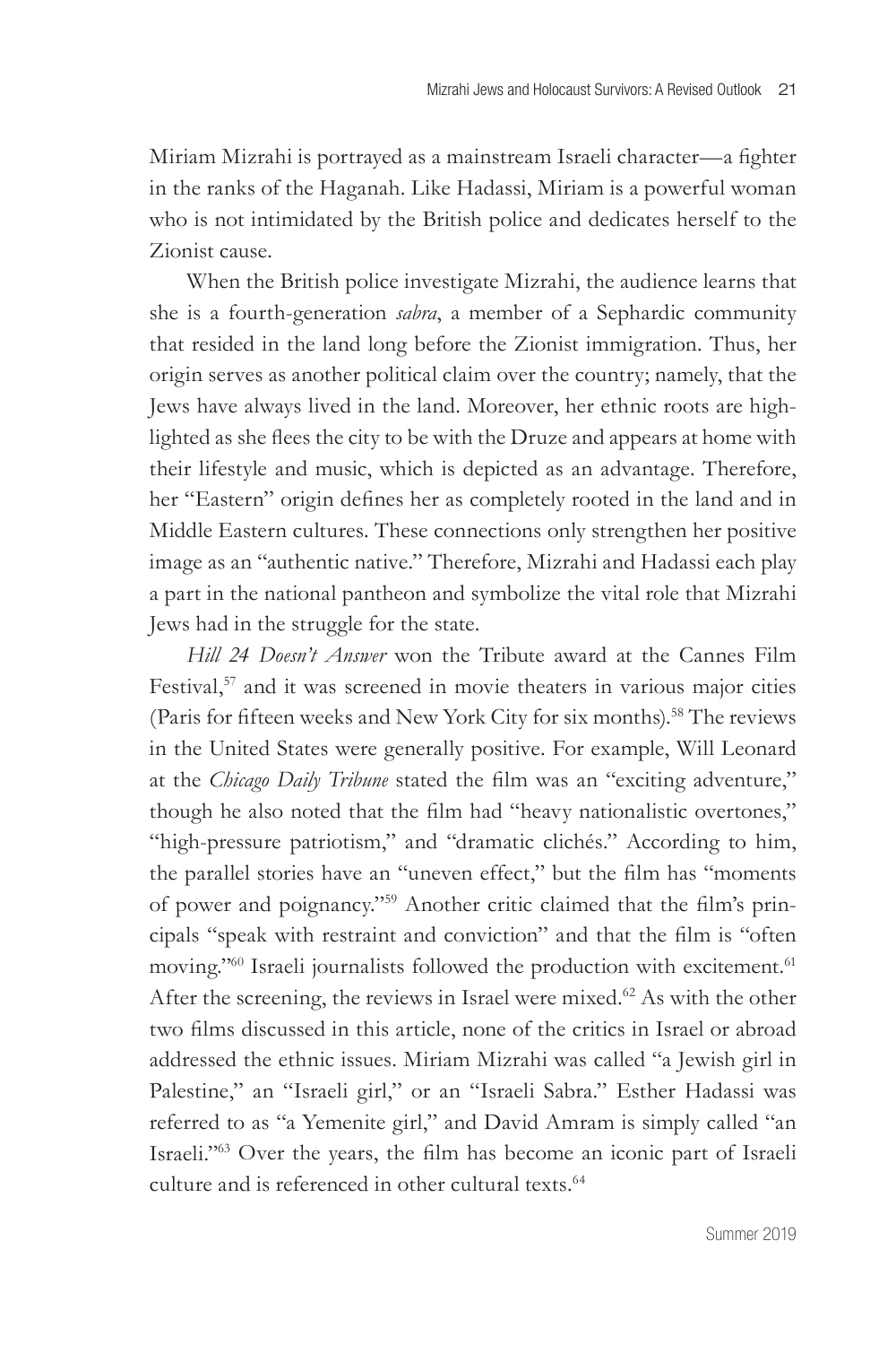Miriam Mizrahi is portrayed as a mainstream Israeli character—a fighter in the ranks of the Haganah. Like Hadassi, Miriam is a powerful woman who is not intimidated by the British police and dedicates herself to the Zionist cause.

When the British police investigate Mizrahi, the audience learns that she is a fourth-generation *sabra*, a member of a Sephardic community that resided in the land long before the Zionist immigration. Thus, her origin serves as another political claim over the country; namely, that the Jews have always lived in the land. Moreover, her ethnic roots are highlighted as she flees the city to be with the Druze and appears at home with their lifestyle and music, which is depicted as an advantage. Therefore, her "Eastern" origin defines her as completely rooted in the land and in Middle Eastern cultures. These connections only strengthen her positive image as an "authentic native." Therefore, Mizrahi and Hadassi each play a part in the national pantheon and symbolize the vital role that Mizrahi Jews had in the struggle for the state.

*Hill 24 Doesn't Answer* won the Tribute award at the Cannes Film Festival,[57] and it was screened in movie theaters in various major cities (Paris for fifteen weeks and New York City for six months).[58] The reviews in the United States were generally positive. For example, Will Leonard at the *Chicago Daily Tribune* stated the film was an "exciting adventure," though he also noted that the film had "heavy nationalistic overtones," "high-pressure patriotism," and "dramatic clichés." According to him, the parallel stories have an "uneven effect," but the film has "moments of power and poignancy."[59] Another critic claimed that the film's principals "speak with restraint and conviction" and that the film is "often moving."[60] Israeli journalists followed the production with excitement.[61] After the screening, the reviews in Israel were mixed.[62] As with the other two films discussed in this article, none of the critics in Israel or abroad addressed the ethnic issues. Miriam Mizrahi was called "a Jewish girl in Palestine," an "Israeli girl," or an "Israeli Sabra." Esther Hadassi was referred to as "a Yemenite girl," and David Amram is simply called "an Israeli."[63] Over the years, the film has become an iconic part of Israeli culture and is referenced in other cultural texts.[64]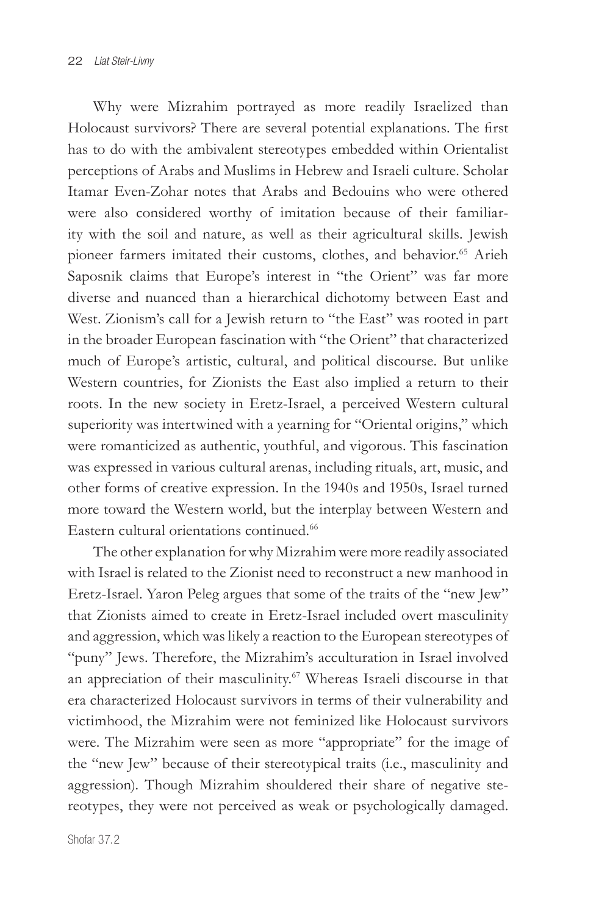Why were Mizrahim portrayed as more readily Israelized than Holocaust survivors? There are several potential explanations. The first has to do with the ambivalent stereotypes embedded within Orientalist perceptions of Arabs and Muslims in Hebrew and Israeli culture. Scholar Itamar Even-Zohar notes that Arabs and Bedouins who were othered were also considered worthy of imitation because of their familiarity with the soil and nature, as well as their agricultural skills. Jewish pioneer farmers imitated their customs, clothes, and behavior.[65] Arieh Saposnik claims that Europe's interest in "the Orient" was far more diverse and nuanced than a hierarchical dichotomy between East and West. Zionism's call for a Jewish return to "the East" was rooted in part in the broader European fascination with "the Orient" that characterized much of Europe's artistic, cultural, and political discourse. But unlike Western countries, for Zionists the East also implied a return to their roots. In the new society in Eretz-Israel, a perceived Western cultural superiority was intertwined with a yearning for "Oriental origins," which were romanticized as authentic, youthful, and vigorous. This fascination was expressed in various cultural arenas, including rituals, art, music, and other forms of creative expression. In the 1940s and 1950s, Israel turned more toward the Western world, but the interplay between Western and Eastern cultural orientations continued.[66]

The other explanation for why Mizrahim were more readily associated with Israel is related to the Zionist need to reconstruct a new manhood in Eretz-Israel. Yaron Peleg argues that some of the traits of the "new Jew" that Zionists aimed to create in Eretz-Israel included overt masculinity and aggression, which was likely a reaction to the European stereotypes of "puny" Jews. Therefore, the Mizrahim's acculturation in Israel involved an appreciation of their masculinity.[67] Whereas Israeli discourse in that era characterized Holocaust survivors in terms of their vulnerability and victimhood, the Mizrahim were not feminized like Holocaust survivors were. The Mizrahim were seen as more "appropriate" for the image of the "new Jew" because of their stereotypical traits (i.e., masculinity and aggression). Though Mizrahim shouldered their share of negative stereotypes, they were not perceived as weak or psychologically damaged.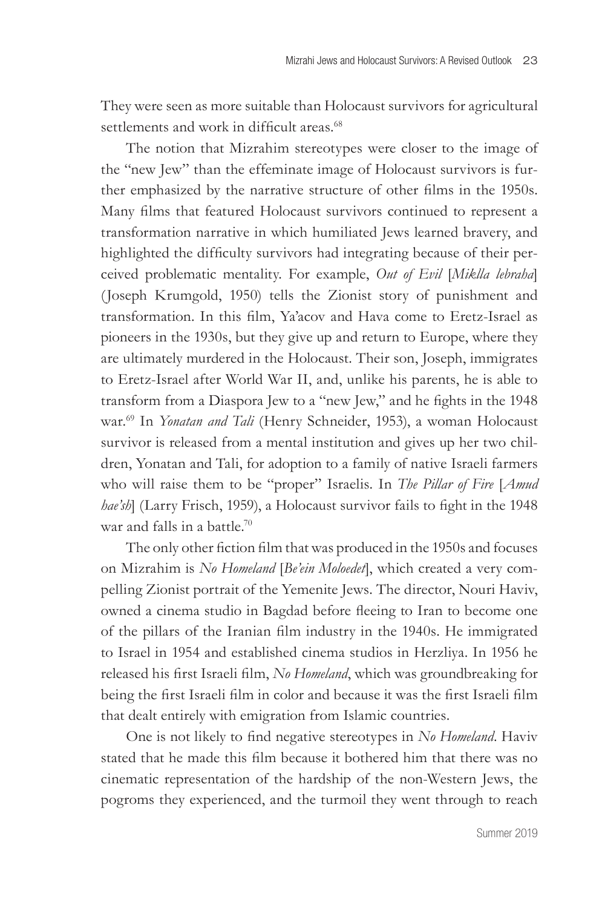They were seen as more suitable than Holocaust survivors for agricultural settlements and work in difficult areas.[68]

The notion that Mizrahim stereotypes were closer to the image of the "new Jew" than the effeminate image of Holocaust survivors is further emphasized by the narrative structure of other films in the 1950s. Many films that featured Holocaust survivors continued to represent a transformation narrative in which humiliated Jews learned bravery, and highlighted the difficulty survivors had integrating because of their perceived problematic mentality. For example, *Out of Evil* [*Miklla lebraha*] (Joseph Krumgold, 1950) tells the Zionist story of punishment and transformation. In this film, Ya'acov and Hava come to Eretz-Israel as pioneers in the 1930s, but they give up and return to Europe, where they are ultimately murdered in the Holocaust. Their son, Joseph, immigrates to Eretz-Israel after World War II, and, unlike his parents, he is able to transform from a Diaspora Jew to a "new Jew," and he fights in the 1948 war.[69] In *Yonatan and Tali* (Henry Schneider, 1953), a woman Holocaust survivor is released from a mental institution and gives up her two children, Yonatan and Tali, for adoption to a family of native Israeli farmers who will raise them to be "proper" Israelis. In *The Pillar of Fire* [*Amud hae'sh*] (Larry Frisch, 1959), a Holocaust survivor fails to fight in the 1948 war and falls in a battle.[70]

The only other fiction film that was produced in the 1950s and focuses on Mizrahim is *No Homeland* [*Be'ein Moloedet*], which created a very compelling Zionist portrait of the Yemenite Jews. The director, Nouri Haviv, owned a cinema studio in Bagdad before fleeing to Iran to become one of the pillars of the Iranian film industry in the 1940s. He immigrated to Israel in 1954 and established cinema studios in Herzliya. In 1956 he released his first Israeli film, *No Homeland*, which was groundbreaking for being the first Israeli film in color and because it was the first Israeli film that dealt entirely with emigration from Islamic countries.

One is not likely to find negative stereotypes in *No Homeland*. Haviv stated that he made this film because it bothered him that there was no cinematic representation of the hardship of the non-Western Jews, the pogroms they experienced, and the turmoil they went through to reach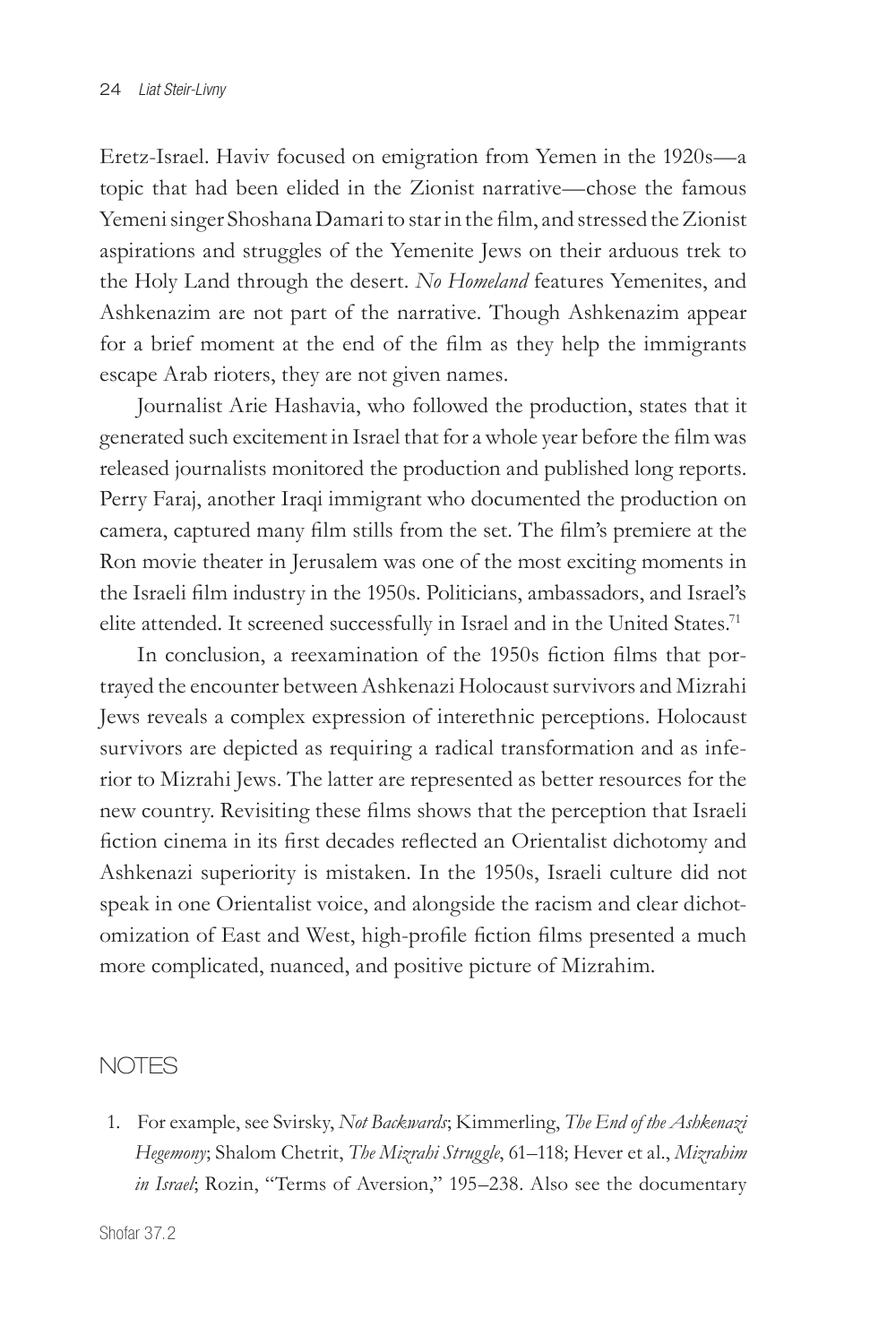Eretz-Israel. Haviv focused on emigration from Yemen in the 1920s—a topic that had been elided in the Zionist narrative—chose the famous Yemeni singer Shoshana Damari to star in the film, and stressed the Zionist aspirations and struggles of the Yemenite Jews on their arduous trek to the Holy Land through the desert. *No Homeland* features Yemenites, and Ashkenazim are not part of the narrative. Though Ashkenazim appear for a brief moment at the end of the film as they help the immigrants escape Arab rioters, they are not given names.

Journalist Arie Hashavia, who followed the production, states that it generated such excitement in Israel that for a whole year before the film was released journalists monitored the production and published long reports. Perry Faraj, another Iraqi immigrant who documented the production on camera, captured many film stills from the set. The film's premiere at the Ron movie theater in Jerusalem was one of the most exciting moments in the Israeli film industry in the 1950s. Politicians, ambassadors, and Israel's elite attended. It screened successfully in Israel and in the United States.[71]

In conclusion, a reexamination of the 1950s fiction films that portrayed the encounter between Ashkenazi Holocaust survivors and Mizrahi Jews reveals a complex expression of interethnic perceptions. Holocaust survivors are depicted as requiring a radical transformation and as inferior to Mizrahi Jews. The latter are represented as better resources for the new country. Revisiting these films shows that the perception that Israeli fiction cinema in its first decades reflected an Orientalist dichotomy and Ashkenazi superiority is mistaken. In the 1950s, Israeli culture did not speak in one Orientalist voice, and alongside the racism and clear dichotomization of East and West, high-profile fiction films presented a much more complicated, nuanced, and positive picture of Mizrahim.

## NOTES

1. For example, see Svirsky, *Not Backwards*; Kimmerling, *The End of the Ashkenazi Hegemony*; Shalom Chetrit, *The Mizrahi Struggle*, 61–118; Hever et al., *Mizrahim in Israel*; Rozin, "Terms of Aversion," 195–238. Also see the documentary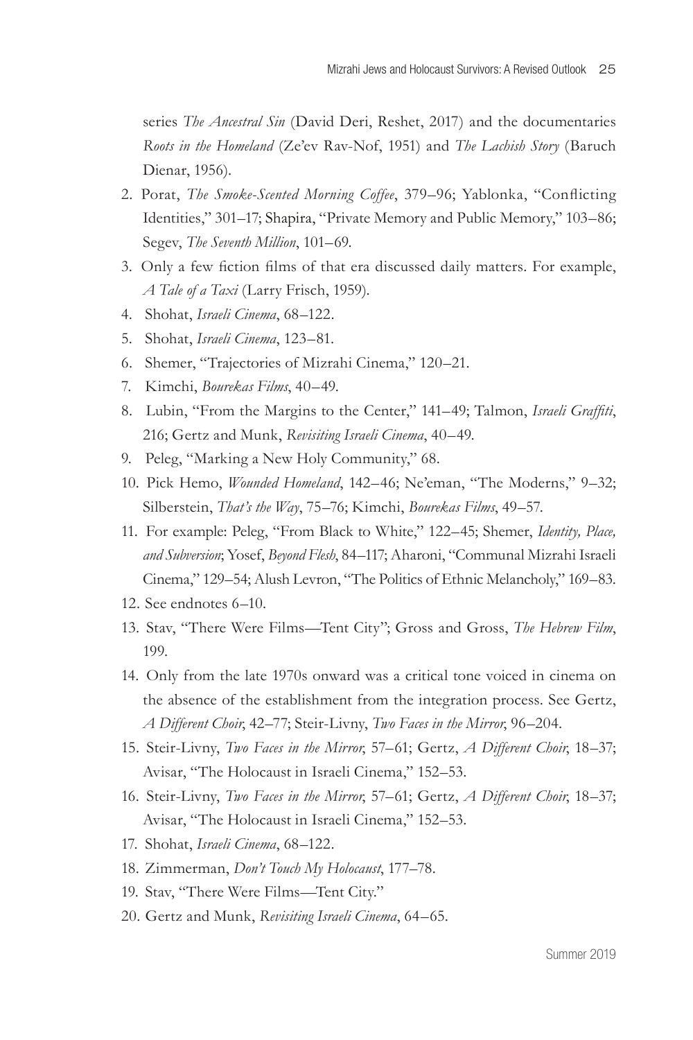series *The Ancestral Sin* (David Deri, Reshet, 2017) and the documentaries *Roots in the Homeland* (Ze'ev Rav-Nof, 1951) and *The Lachish Story* (Baruch Dienar, 1956).

2. Porat, *The Smoke-Scented Morning Coffee*, 379–96; Yablonka, "Conflicting Identities," 301–17; Shapira, "Private Memory and Public Memory," 103–86; Segev, *The Seventh Million*, 101–69.
3. Only a few fiction films of that era discussed daily matters. For example, *A Tale of a Taxi* (Larry Frisch, 1959).
4. Shohat, *Israeli Cinema*, 68–122.
5. Shohat, *Israeli Cinema*, 123–81.
6. Shemer, "Trajectories of Mizrahi Cinema," 120–21.
7. Kimchi, *Bourekas Films*, 40–49.
8. Lubin, "From the Margins to the Center," 141–49; Talmon, *Israeli Graffiti*, 216; Gertz and Munk, *Revisiting Israeli Cinema*, 40–49.
9. Peleg, "Marking a New Holy Community," 68.
10. Pick Hemo, *Wounded Homeland*, 142–46; Ne'eman, "The Moderns," 9–32; Silberstein, *That's the Way*, 75–76; Kimchi, *Bourekas Films*, 49–57.
11. For example: Peleg, "From Black to White," 122–45; Shemer, *Identity, Place, and Subversion*; Yosef, *Beyond Flesh*, 84–117; Aharoni, "Communal Mizrahi Israeli Cinema," 129–54; Alush Levron, "The Politics of Ethnic Melancholy," 169–83.
12. See endnotes 6–10.
13. Stav, "There Were Films—Tent City"; Gross and Gross, *The Hebrew Film*, 199.
14. Only from the late 1970s onward was a critical tone voiced in cinema on the absence of the establishment from the integration process. See Gertz, *A Different Choir*, 42–77; Steir-Livny, *Two Faces in the Mirror*, 96–204.
15. Steir-Livny, *Two Faces in the Mirror*, 57–61; Gertz, *A Different Choir*, 18–37; Avisar, "The Holocaust in Israeli Cinema," 152–53.
16. Steir-Livny, *Two Faces in the Mirror*, 57–61; Gertz, *A Different Choir*, 18–37; Avisar, "The Holocaust in Israeli Cinema," 152–53.
17. Shohat, *Israeli Cinema*, 68–122.
18. Zimmerman, *Don't Touch My Holocaust*, 177–78.
19. Stav, "There Were Films—Tent City."
20. Gertz and Munk, *Revisiting Israeli Cinema*, 64–65.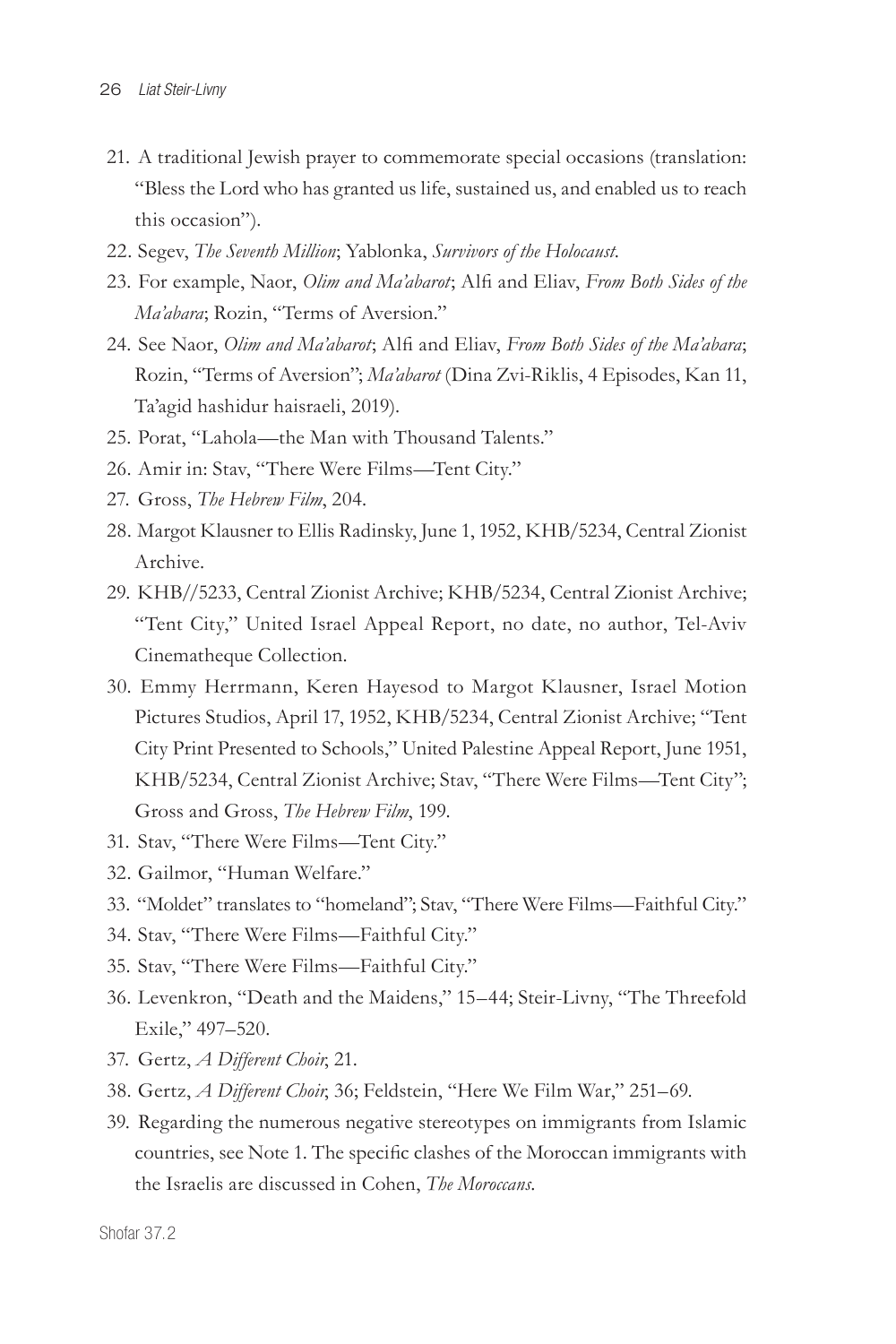21. A traditional Jewish prayer to commemorate special occasions (translation: "Bless the Lord who has granted us life, sustained us, and enabled us to reach this occasion").
22. Segev, *The Seventh Million*; Yablonka, *Survivors of the Holocaust*.
23. For example, Naor, *Olim and Ma'abarot*; Alfi and Eliav, *From Both Sides of the Ma'abara*; Rozin, "Terms of Aversion."
24. See Naor, *Olim and Ma'abarot*; Alfi and Eliav, *From Both Sides of the Ma'abara*; Rozin, "Terms of Aversion"; *Ma'abarot* (Dina Zvi-Riklis, 4 Episodes, Kan 11, Ta'agid hashidur haisraeli, 2019).
25. Porat, "Lahola—the Man with Thousand Talents."
26. Amir in: Stav, "There Were Films—Tent City."
27. Gross, *The Hebrew Film*, 204.
28. Margot Klausner to Ellis Radinsky, June 1, 1952, KHB/5234, Central Zionist Archive.
29. KHB//5233, Central Zionist Archive; KHB/5234, Central Zionist Archive; "Tent City," United Israel Appeal Report, no date, no author, Tel-Aviv Cinematheque Collection.
30. Emmy Herrmann, Keren Hayesod to Margot Klausner, Israel Motion Pictures Studios, April 17, 1952, KHB/5234, Central Zionist Archive; "Tent City Print Presented to Schools," United Palestine Appeal Report, June 1951, KHB/5234, Central Zionist Archive; Stav, "There Were Films—Tent City"; Gross and Gross, *The Hebrew Film*, 199.
31. Stav, "There Were Films—Tent City."
32. Gailmor, "Human Welfare."
33. "Moldet" translates to "homeland"; Stav, "There Were Films—Faithful City."
34. Stav, "There Were Films—Faithful City."
35. Stav, "There Were Films—Faithful City."
36. Levenkron, "Death and the Maidens," 15–44; Steir-Livny, "The Threefold Exile," 497–520.
37. Gertz, *A Different Choir*, 21.
38. Gertz, *A Different Choir*, 36; Feldstein, "Here We Film War," 251–69.
39. Regarding the numerous negative stereotypes on immigrants from Islamic countries, see Note 1. The specific clashes of the Moroccan immigrants with the Israelis are discussed in Cohen, *The Moroccans*.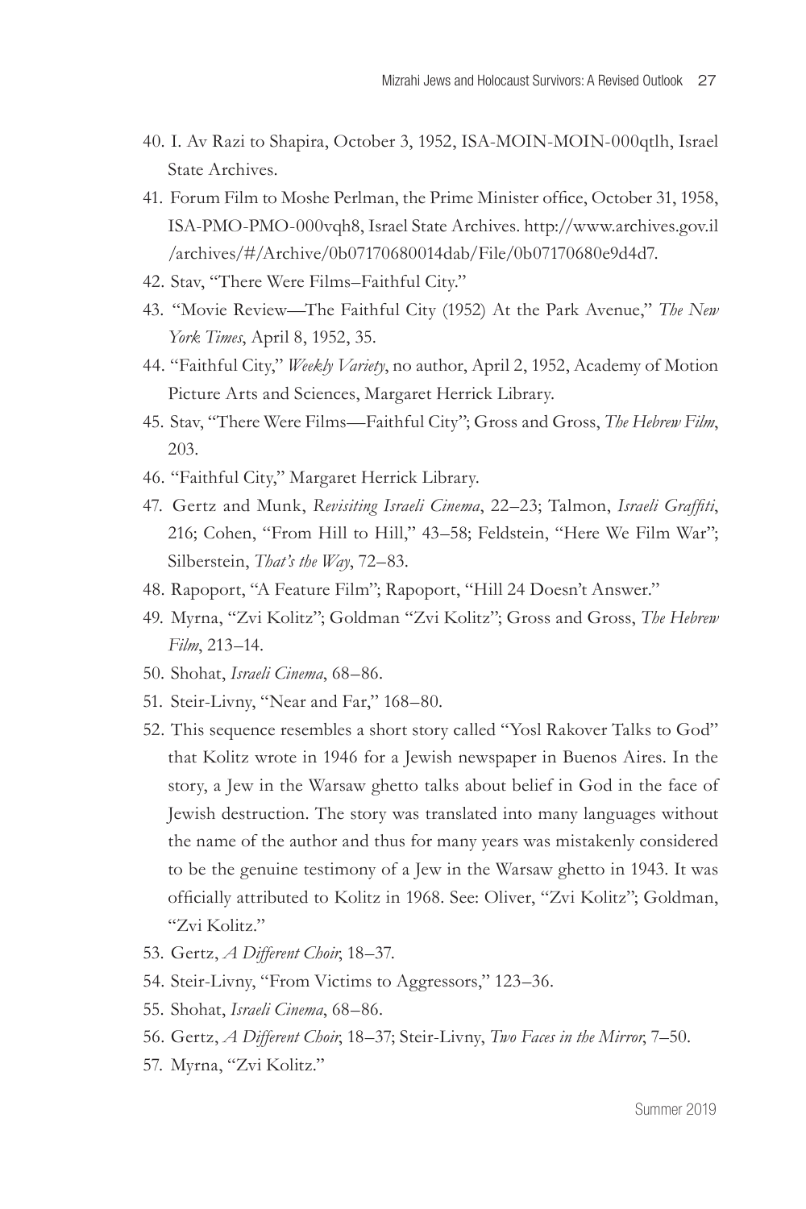40. I. Av Razi to Shapira, October 3, 1952, ISA-MOIN-MOIN-000qtlh, Israel State Archives.

41. Forum Film to Moshe Perlman, the Prime Minister office, October 31, 1958, ISA-PMO-PMO-000vqh8, Israel State Archives. http://www.archives.gov.il/archives/#/Archive/0b07170680014dab/File/0b07170680e9d4d7.

42. Stav, "There Were Films–Faithful City."

43. "Movie Review—The Faithful City (1952) At the Park Avenue," *The New York Times*, April 8, 1952, 35.

44. "Faithful City," *Weekly Variety*, no author, April 2, 1952, Academy of Motion Picture Arts and Sciences, Margaret Herrick Library.

45. Stav, "There Were Films—Faithful City"; Gross and Gross, *The Hebrew Film*, 203.

46. "Faithful City," Margaret Herrick Library.

47. Gertz and Munk, *Revisiting Israeli Cinema*, 22–23; Talmon, *Israeli Graffiti*, 216; Cohen, "From Hill to Hill," 43–58; Feldstein, "Here We Film War"; Silberstein, *That's the Way*, 72–83.

48. Rapoport, "A Feature Film"; Rapoport, "Hill 24 Doesn't Answer."

49. Myrna, "Zvi Kolitz"; Goldman "Zvi Kolitz"; Gross and Gross, *The Hebrew Film*, 213–14.

50. Shohat, *Israeli Cinema*, 68–86.

51. Steir-Livny, "Near and Far," 168–80.

52. This sequence resembles a short story called "Yosl Rakover Talks to God" that Kolitz wrote in 1946 for a Jewish newspaper in Buenos Aires. In the story, a Jew in the Warsaw ghetto talks about belief in God in the face of Jewish destruction. The story was translated into many languages without the name of the author and thus for many years was mistakenly considered to be the genuine testimony of a Jew in the Warsaw ghetto in 1943. It was officially attributed to Kolitz in 1968. See: Oliver, "Zvi Kolitz"; Goldman, "Zvi Kolitz."

53. Gertz, *A Different Choir*, 18–37.

54. Steir-Livny, "From Victims to Aggressors," 123–36.

55. Shohat, *Israeli Cinema*, 68–86.

56. Gertz, *A Different Choir*, 18–37; Steir-Livny, *Two Faces in the Mirror*, 7–50.

57. Myrna, "Zvi Kolitz."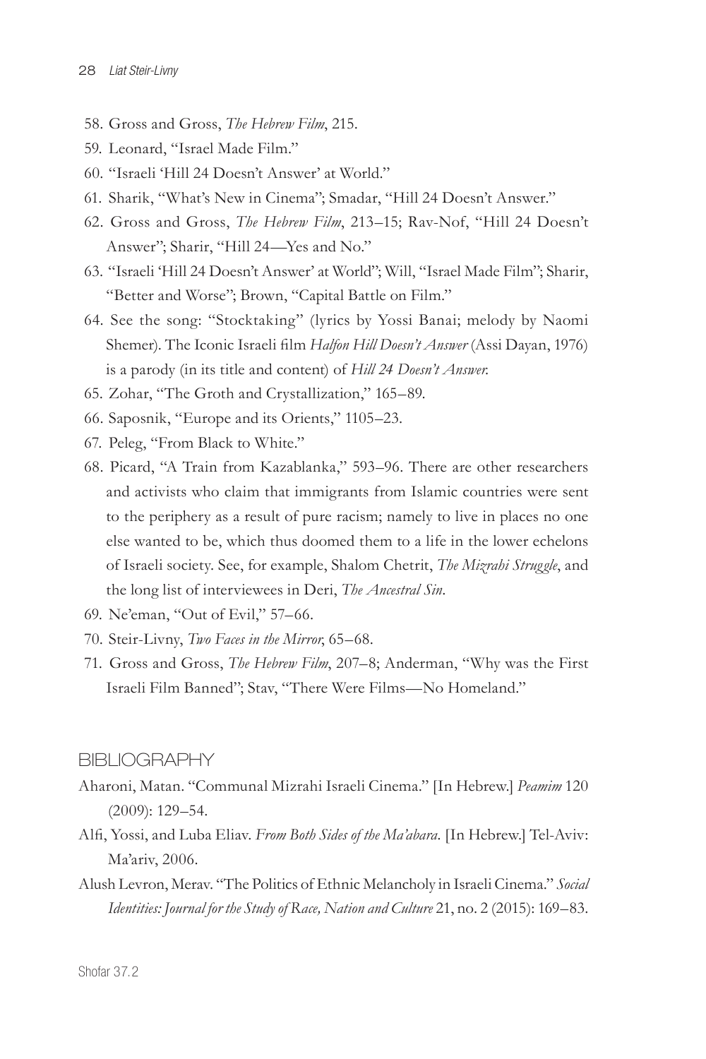58. Gross and Gross, *The Hebrew Film*, 215.
59. Leonard, "Israel Made Film."
60. "Israeli 'Hill 24 Doesn't Answer' at World."
61. Sharik, "What's New in Cinema"; Smadar, "Hill 24 Doesn't Answer."
62. Gross and Gross, *The Hebrew Film*, 213–15; Rav-Nof, "Hill 24 Doesn't Answer"; Sharir, "Hill 24—Yes and No."
63. "Israeli 'Hill 24 Doesn't Answer' at World"; Will, "Israel Made Film"; Sharir, "Better and Worse"; Brown, "Capital Battle on Film."
64. See the song: "Stocktaking" (lyrics by Yossi Banai; melody by Naomi Shemer). The Iconic Israeli film *Halfon Hill Doesn't Answer* (Assi Dayan, 1976) is a parody (in its title and content) of *Hill 24 Doesn't Answer*.
65. Zohar, "The Groth and Crystallization," 165–89.
66. Saposnik, "Europe and its Orients," 1105–23.
67. Peleg, "From Black to White."
68. Picard, "A Train from Kazablanka," 593–96. There are other researchers and activists who claim that immigrants from Islamic countries were sent to the periphery as a result of pure racism; namely to live in places no one else wanted to be, which thus doomed them to a life in the lower echelons of Israeli society. See, for example, Shalom Chetrit, *The Mizrahi Struggle*, and the long list of interviewees in Deri, *The Ancestral Sin*.
69. Ne'eman, "Out of Evil," 57–66.
70. Steir-Livny, *Two Faces in the Mirror*, 65–68.
71. Gross and Gross, *The Hebrew Film*, 207–8; Anderman, "Why was the First Israeli Film Banned"; Stav, "There Were Films—No Homeland."

## BIBLIOGRAPHY

Aharoni, Matan. "Communal Mizrahi Israeli Cinema." [In Hebrew.] *Peamim* 120 (2009): 129–54.

Alfi, Yossi, and Luba Eliav. *From Both Sides of the Ma'abara*. [In Hebrew.] Tel-Aviv: Ma'ariv, 2006.

Alush Levron, Merav. "The Politics of Ethnic Melancholy in Israeli Cinema." *Social Identities: Journal for the Study of Race, Nation and Culture* 21, no. 2 (2015): 169–83.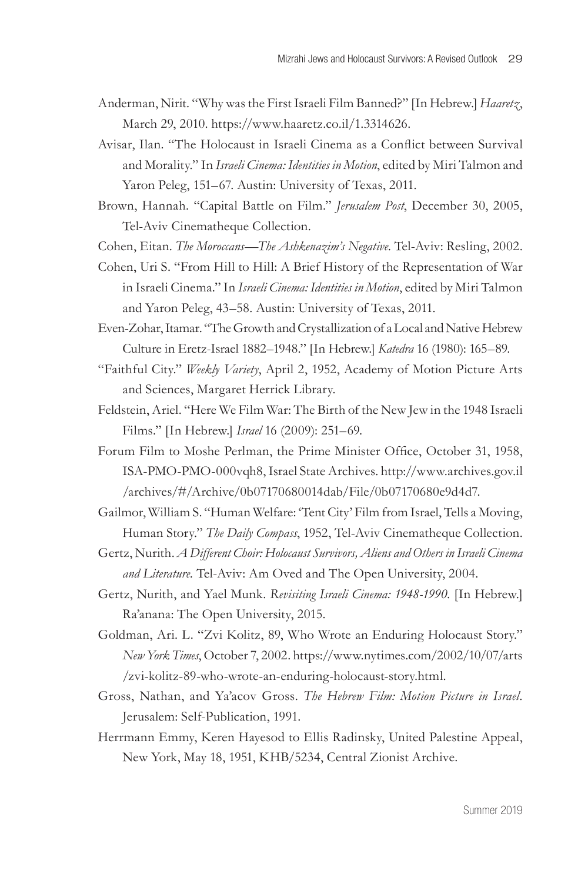Anderman, Nirit. "Why was the First Israeli Film Banned?" [In Hebrew.] *Haaretz*, March 29, 2010. https://www.haaretz.co.il/1.3314626.

Avisar, Ilan. "The Holocaust in Israeli Cinema as a Conflict between Survival and Morality." In *Israeli Cinema: Identities in Motion*, edited by Miri Talmon and Yaron Peleg, 151–67. Austin: University of Texas, 2011.

Brown, Hannah. "Capital Battle on Film." *Jerusalem Post*, December 30, 2005, Tel-Aviv Cinematheque Collection.

Cohen, Eitan. *The Moroccans—The Ashkenazim's Negative*. Tel-Aviv: Resling, 2002.

Cohen, Uri S. "From Hill to Hill: A Brief History of the Representation of War in Israeli Cinema." In *Israeli Cinema: Identities in Motion*, edited by Miri Talmon and Yaron Peleg, 43–58. Austin: University of Texas, 2011.

Even-Zohar, Itamar. "The Growth and Crystallization of a Local and Native Hebrew Culture in Eretz-Israel 1882–1948." [In Hebrew.] *Katedra* 16 (1980): 165–89.

"Faithful City." *Weekly Variety*, April 2, 1952, Academy of Motion Picture Arts and Sciences, Margaret Herrick Library.

Feldstein, Ariel. "Here We Film War: The Birth of the New Jew in the 1948 Israeli Films." [In Hebrew.] *Israel* 16 (2009): 251–69.

Forum Film to Moshe Perlman, the Prime Minister Office, October 31, 1958, ISA-PMO-PMO-000vqh8, Israel State Archives. http://www.archives.gov.il/archives/#/Archive/0b07170680014dab/File/0b07170680e9d4d7.

Gailmor, William S. "Human Welfare: 'Tent City' Film from Israel, Tells a Moving, Human Story." *The Daily Compass*, 1952, Tel-Aviv Cinematheque Collection.

Gertz, Nurith. *A Different Choir: Holocaust Survivors, Aliens and Others in Israeli Cinema and Literature*. Tel-Aviv: Am Oved and The Open University, 2004.

Gertz, Nurith, and Yael Munk. *Revisiting Israeli Cinema: 1948-1990*. [In Hebrew.] Ra'anana: The Open University, 2015.

Goldman, Ari. L. "Zvi Kolitz, 89, Who Wrote an Enduring Holocaust Story." *New York Times*, October 7, 2002. https://www.nytimes.com/2002/10/07/arts/zvi-kolitz-89-who-wrote-an-enduring-holocaust-story.html.

Gross, Nathan, and Ya'acov Gross. *The Hebrew Film: Motion Picture in Israel*. Jerusalem: Self-Publication, 1991.

Herrmann Emmy, Keren Hayesod to Ellis Radinsky, United Palestine Appeal, New York, May 18, 1951, KHB/5234, Central Zionist Archive.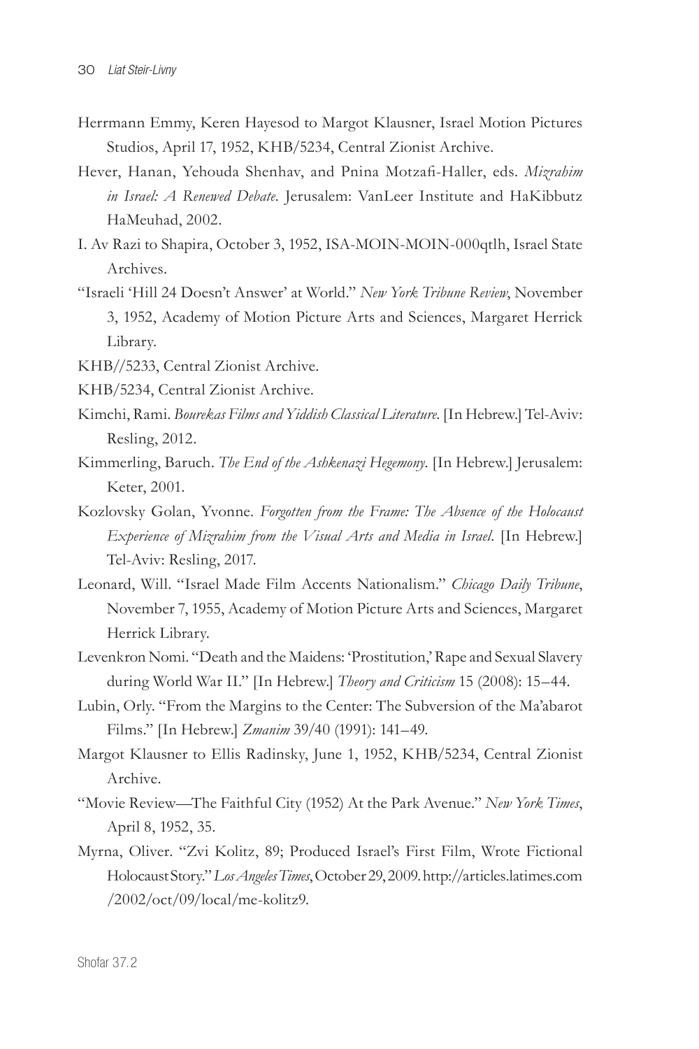Herrmann Emmy, Keren Hayesod to Margot Klausner, Israel Motion Pictures Studios, April 17, 1952, KHB/5234, Central Zionist Archive.

Hever, Hanan, Yehouda Shenhav, and Pnina Motzafi-Haller, eds. *Mizrahim in Israel: A Renewed Debate*. Jerusalem: VanLeer Institute and HaKibbutz HaMeuhad, 2002.

I. Av Razi to Shapira, October 3, 1952, ISA-MOIN-MOIN-000qtlh, Israel State Archives.

"Israeli 'Hill 24 Doesn't Answer' at World." *New York Tribune Review*, November 3, 1952, Academy of Motion Picture Arts and Sciences, Margaret Herrick Library.

KHB//5233, Central Zionist Archive.

KHB/5234, Central Zionist Archive.

Kimchi, Rami. *Bourekas Films and Yiddish Classical Literature*. [In Hebrew.] Tel-Aviv: Resling, 2012.

Kimmerling, Baruch. *The End of the Ashkenazi Hegemony*. [In Hebrew.] Jerusalem: Keter, 2001.

Kozlovsky Golan, Yvonne. *Forgotten from the Frame: The Absence of the Holocaust Experience of Mizrahim from the Visual Arts and Media in Israel*. [In Hebrew.] Tel-Aviv: Resling, 2017.

Leonard, Will. "Israel Made Film Accents Nationalism." *Chicago Daily Tribune*, November 7, 1955, Academy of Motion Picture Arts and Sciences, Margaret Herrick Library.

Levenkron Nomi. "Death and the Maidens: 'Prostitution,' Rape and Sexual Slavery during World War II." [In Hebrew.] *Theory and Criticism* 15 (2008): 15–44.

Lubin, Orly. "From the Margins to the Center: The Subversion of the Ma'abarot Films." [In Hebrew.] *Zmanim* 39/40 (1991): 141–49.

Margot Klausner to Ellis Radinsky, June 1, 1952, KHB/5234, Central Zionist Archive.

"Movie Review—The Faithful City (1952) At the Park Avenue." *New York Times*, April 8, 1952, 35.

Myrna, Oliver. "Zvi Kolitz, 89; Produced Israel's First Film, Wrote Fictional Holocaust Story." *Los Angeles Times*, October 29, 2009. http://articles.latimes.com/2002/oct/09/local/me-kolitz9.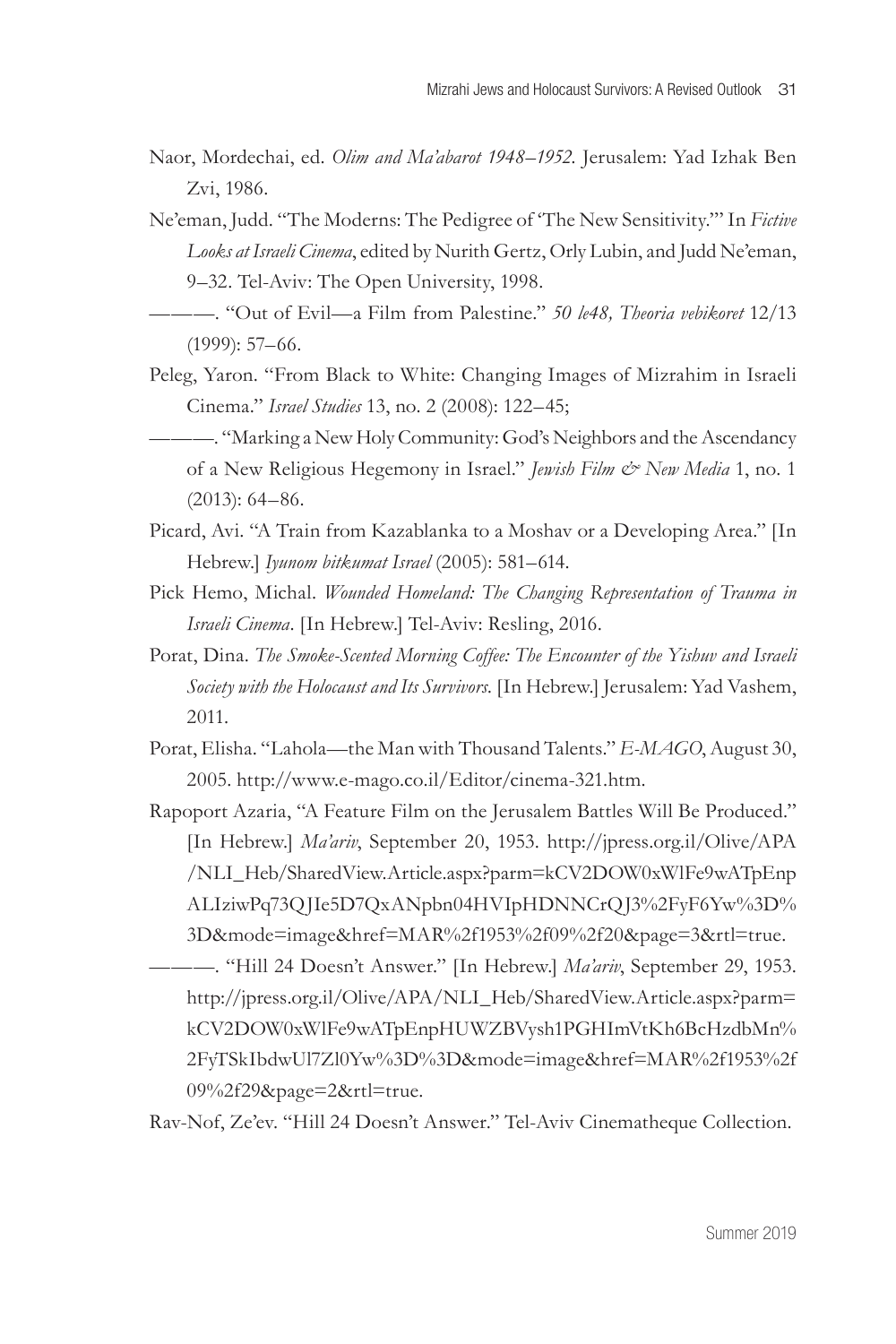Naor, Mordechai, ed. *Olim and Ma'abarot 1948–1952*. Jerusalem: Yad Izhak Ben Zvi, 1986.

Ne'eman, Judd. "The Moderns: The Pedigree of 'The New Sensitivity.'" In *Fictive Looks at Israeli Cinema*, edited by Nurith Gertz, Orly Lubin, and Judd Ne'eman, 9–32. Tel-Aviv: The Open University, 1998.

———. "Out of Evil—a Film from Palestine." *50 le48, Theoria vebikoret* 12/13 (1999): 57–66.

Peleg, Yaron. "From Black to White: Changing Images of Mizrahim in Israeli Cinema." *Israel Studies* 13, no. 2 (2008): 122–45;

———. "Marking a New Holy Community: God's Neighbors and the Ascendancy of a New Religious Hegemony in Israel." *Jewish Film & New Media* 1, no. 1 (2013): 64–86.

Picard, Avi. "A Train from Kazablanka to a Moshav or a Developing Area." [In Hebrew.] *Iyunom bitkumat Israel* (2005): 581–614.

Pick Hemo, Michal. *Wounded Homeland: The Changing Representation of Trauma in Israeli Cinema*. [In Hebrew.] Tel-Aviv: Resling, 2016.

Porat, Dina. *The Smoke-Scented Morning Coffee: The Encounter of the Yishuv and Israeli Society with the Holocaust and Its Survivors.* [In Hebrew.] Jerusalem: Yad Vashem, 2011.

Porat, Elisha. "Lahola—the Man with Thousand Talents." *E-MAGO*, August 30, 2005. http://www.e-mago.co.il/Editor/cinema-321.htm.

Rapoport Azaria, "A Feature Film on the Jerusalem Battles Will Be Produced." [In Hebrew.] *Ma'ariv*, September 20, 1953. http://jpress.org.il/Olive/APA/NLI_Heb/SharedView.Article.aspx?parm=kCV2DOW0xWlFe9wATpEnpALIziwPq73QJIe5D7QxANpbn04HVIpHDNNCrQJ3%2FyF6Yw%3D%3D&mode=image&href=MAR%2f1953%2f09%2f20&page=3&rtl=true.

———. "Hill 24 Doesn't Answer." [In Hebrew.] *Ma'ariv*, September 29, 1953. http://jpress.org.il/Olive/APA/NLI_Heb/SharedView.Article.aspx?parm=kCV2DOW0xWlFe9wATpEnpHUWZBVysh1PGHImVtKh6BcHzdbMn%2FyTSkIbdwUl7Zl0Yw%3D%3D&mode=image&href=MAR%2f1953%2f09%2f29&page=2&rtl=true.

Rav-Nof, Ze'ev. "Hill 24 Doesn't Answer." Tel-Aviv Cinematheque Collection.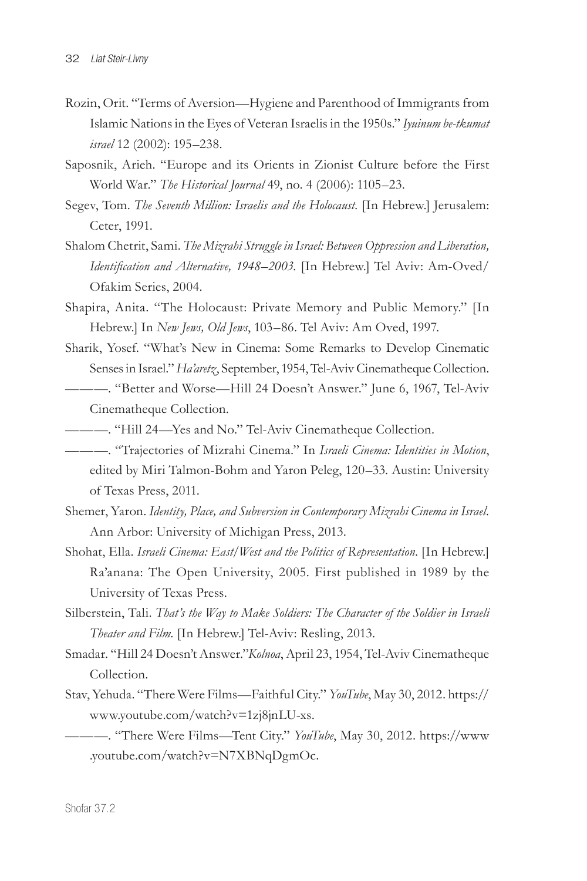Rozin, Orit. "Terms of Aversion—Hygiene and Parenthood of Immigrants from Islamic Nations in the Eyes of Veteran Israelis in the 1950s." *Iyuinum be-tkumat israel* 12 (2002): 195–238.

Saposnik, Arieh. "Europe and its Orients in Zionist Culture before the First World War." *The Historical Journal* 49, no. 4 (2006): 1105–23.

Segev, Tom. *The Seventh Million: Israelis and the Holocaust.* [In Hebrew.] Jerusalem: Ceter, 1991.

Shalom Chetrit, Sami. *The Mizrahi Struggle in Israel: Between Oppression and Liberation, Identification and Alternative, 1948–2003.* [In Hebrew.] Tel Aviv: Am-Oved/Ofakim Series, 2004.

Shapira, Anita. "The Holocaust: Private Memory and Public Memory." [In Hebrew.] In *New Jews, Old Jews*, 103–86. Tel Aviv: Am Oved, 1997.

Sharik, Yosef. "What's New in Cinema: Some Remarks to Develop Cinematic Senses in Israel." *Ha'aretz*, September, 1954, Tel-Aviv Cinematheque Collection.

———. "Better and Worse—Hill 24 Doesn't Answer." June 6, 1967, Tel-Aviv Cinematheque Collection.

———. "Hill 24—Yes and No." Tel-Aviv Cinematheque Collection.

———. "Trajectories of Mizrahi Cinema." In *Israeli Cinema: Identities in Motion*, edited by Miri Talmon-Bohm and Yaron Peleg, 120–33. Austin: University of Texas Press, 2011.

Shemer, Yaron. *Identity, Place, and Subversion in Contemporary Mizrahi Cinema in Israel.* Ann Arbor: University of Michigan Press, 2013.

Shohat, Ella. *Israeli Cinema: East/West and the Politics of Representation.* [In Hebrew.] Ra'anana: The Open University, 2005. First published in 1989 by the University of Texas Press.

Silberstein, Tali. *That's the Way to Make Soldiers: The Character of the Soldier in Israeli Theater and Film.* [In Hebrew.] Tel-Aviv: Resling, 2013.

Smadar. "Hill 24 Doesn't Answer."*Kolnoa*, April 23, 1954, Tel-Aviv Cinematheque Collection.

Stav, Yehuda. "There Were Films—Faithful City." *YouTube*, May 30, 2012. https://www.youtube.com/watch?v=1zj8jnLU-xs.

———. "There Were Films—Tent City." *YouTube*, May 30, 2012. https://www.youtube.com/watch?v=N7XBNqDgmOc.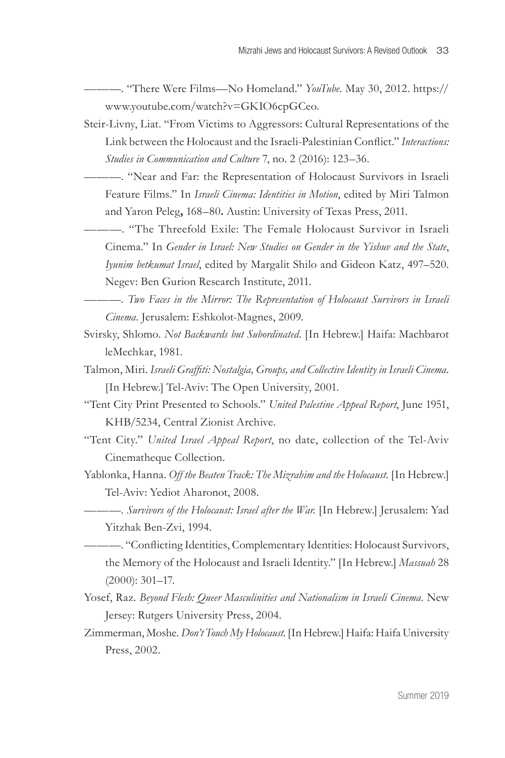———. "There Were Films—No Homeland." *YouTube*. May 30, 2012. https://www.youtube.com/watch?v=GKIO6cpGCeo.

Steir-Livny, Liat. "From Victims to Aggressors: Cultural Representations of the Link between the Holocaust and the Israeli-Palestinian Conflict." *Interactions: Studies in Communication and Culture* 7, no. 2 (2016): 123–36.

———. "Near and Far: the Representation of Holocaust Survivors in Israeli Feature Films." In *Israeli Cinema: Identities in Motion*, edited by Miri Talmon and Yaron Peleg**, 168–80.** Austin: University of Texas Press, 2011.

———. "The Threefold Exile: The Female Holocaust Survivor in Israeli Cinema." In *Gender in Israel: New Studies on Gender in the Yishuv and the State*, *Iyunim betkumat Israel*, edited by Margalit Shilo and Gideon Katz, 497–520. Negev: Ben Gurion Research Institute, 2011.

———. *Two Faces in the Mirror: The Representation of Holocaust Survivors in Israeli Cinema*. Jerusalem: Eshkolot-Magnes, 2009.

Svirsky, Shlomo. *Not Backwards but Subordinated*. [In Hebrew.] Haifa: Machbarot leMechkar, 1981.

Talmon, Miri. *Israeli Graffiti: Nostalgia, Groups, and Collective Identity in Israeli Cinema*. [In Hebrew.] Tel-Aviv: The Open University, 2001.

"Tent City Print Presented to Schools." *United Palestine Appeal Report*, June 1951, KHB/5234, Central Zionist Archive.

"Tent City." *United Israel Appeal Report*, no date, collection of the Tel-Aviv Cinematheque Collection.

Yablonka, Hanna. *Off the Beaten Track: The Mizrahim and the Holocaust.* [In Hebrew.] Tel-Aviv: Yediot Aharonot, 2008.

———. *Survivors of the Holocaust: Israel after the War.* [In Hebrew.] Jerusalem: Yad Yitzhak Ben-Zvi, 1994.

———. "Conflicting Identities, Complementary Identities: Holocaust Survivors, the Memory of the Holocaust and Israeli Identity." [In Hebrew.] *Massuah* 28 (2000): 301–17.

Yosef, Raz. *Beyond Flesh: Queer Masculinities and Nationalism in Israeli Cinema.* New Jersey: Rutgers University Press, 2004.

Zimmerman, Moshe. *Don't Touch My Holocaust.* [In Hebrew.] Haifa: Haifa University Press, 2002.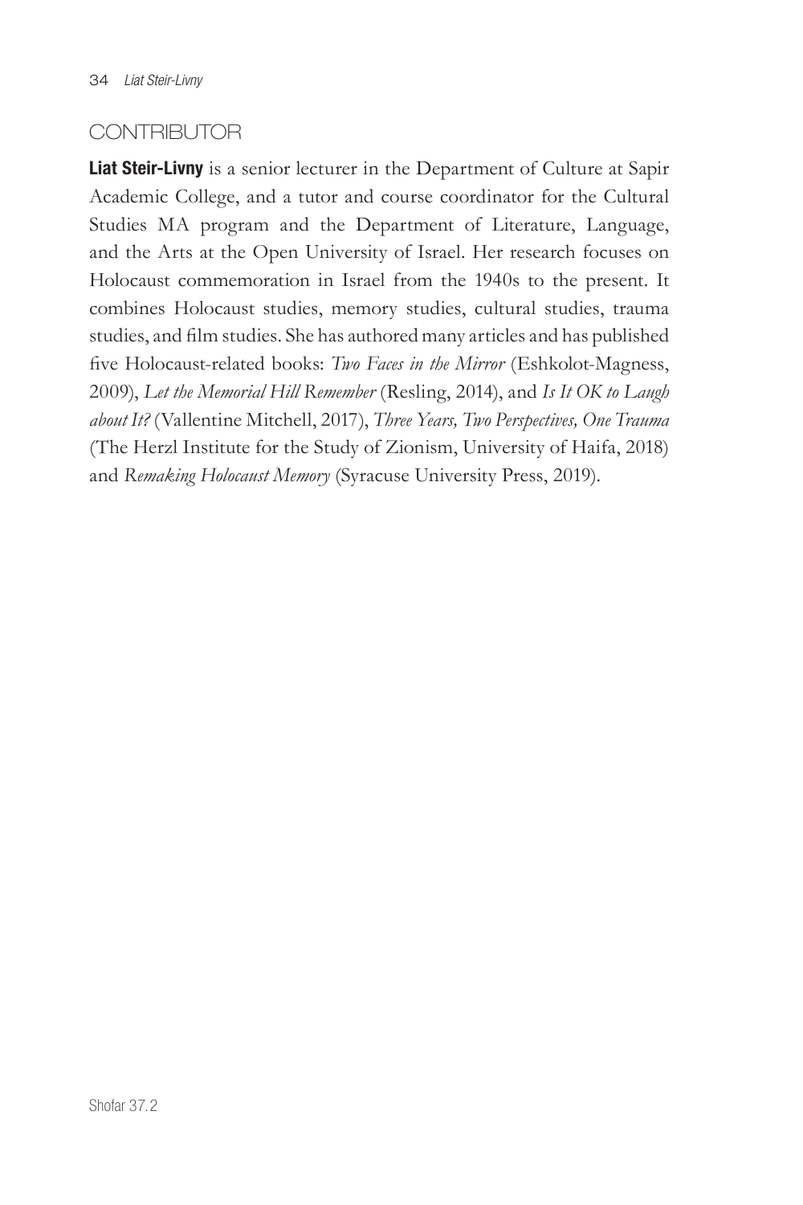## CONTRIBUTOR

**Liat Steir-Livny** is a senior lecturer in the Department of Culture at Sapir Academic College, and a tutor and course coordinator for the Cultural Studies MA program and the Department of Literature, Language, and the Arts at the Open University of Israel. Her research focuses on Holocaust commemoration in Israel from the 1940s to the present. It combines Holocaust studies, memory studies, cultural studies, trauma studies, and film studies. She has authored many articles and has published five Holocaust-related books: *Two Faces in the Mirror* (Eshkolot-Magness, 2009), *Let the Memorial Hill Remember* (Resling, 2014), and *Is It OK to Laugh about It?* (Vallentine Mitchell, 2017), *Three Years, Two Perspectives, One Trauma* (The Herzl Institute for the Study of Zionism, University of Haifa, 2018) and *Remaking Holocaust Memory* (Syracuse University Press, 2019).